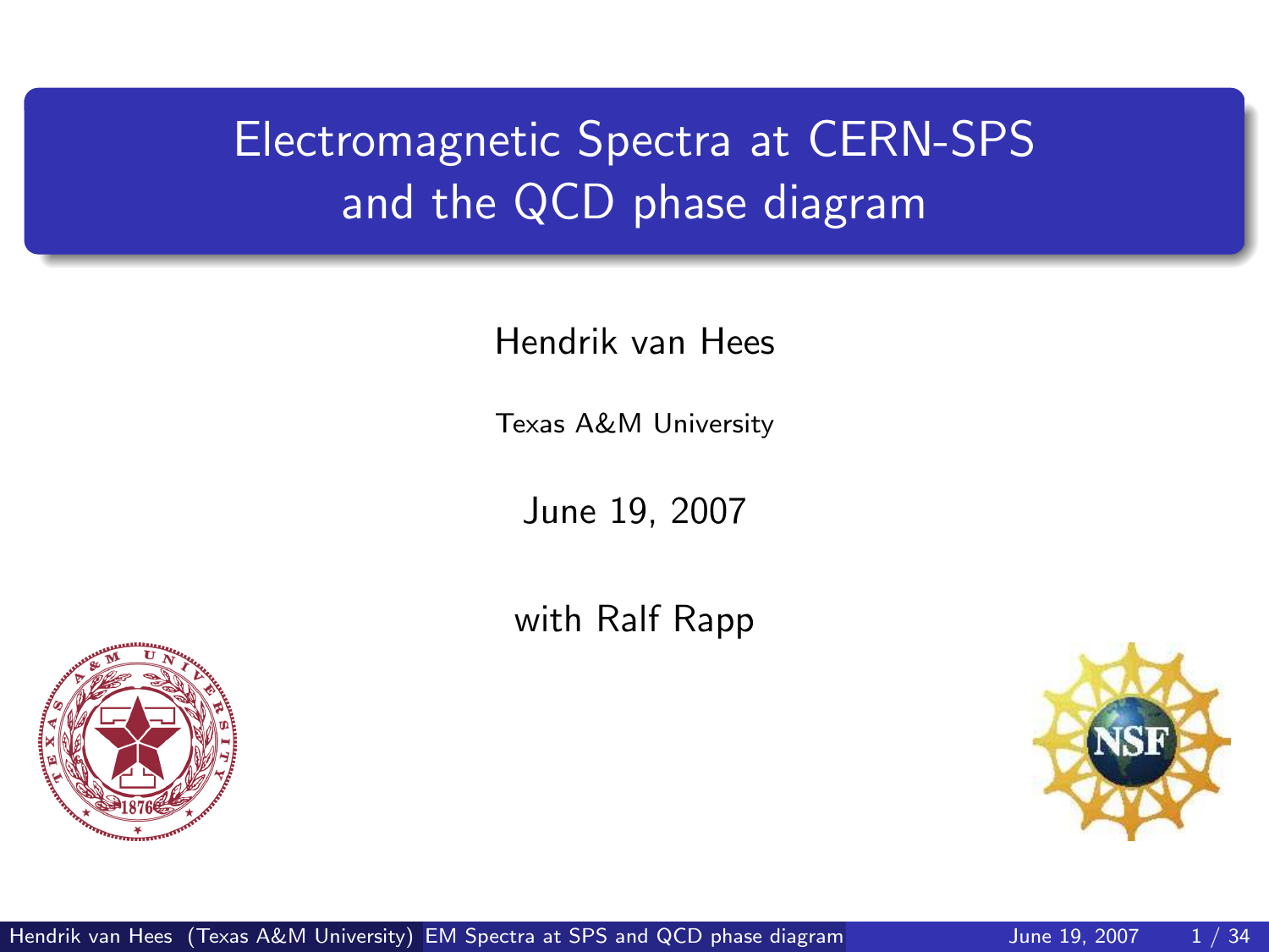# Electromagnetic Spectra at CERN-SPS and the QCD phase diagram

Hendrik van Hees

Texas A&M University

June 19, 2007

with Ralf Rapp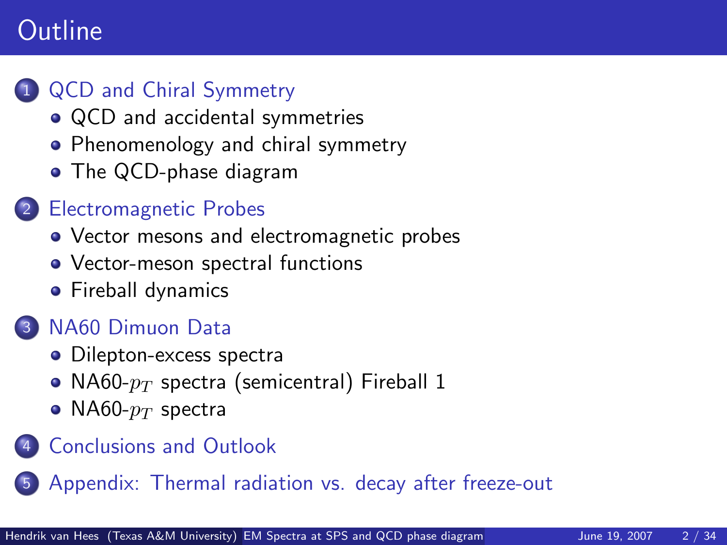# Outline

1. QCD and Chiral Symmetry
   - QCD and accidental symmetries
   - Phenomenology and chiral symmetry
   - The QCD-phase diagram
2. Electromagnetic Probes
   - Vector mesons and electromagnetic probes
   - Vector-meson spectral functions
   - Fireball dynamics
3. NA60 Dimuon Data
   - Dilepton-excess spectra
   - NA60-$p_T$ spectra (semicentral) Fireball 1
   - NA60-$p_T$ spectra
4. Conclusions and Outlook
5. Appendix: Thermal radiation vs. decay after freeze-out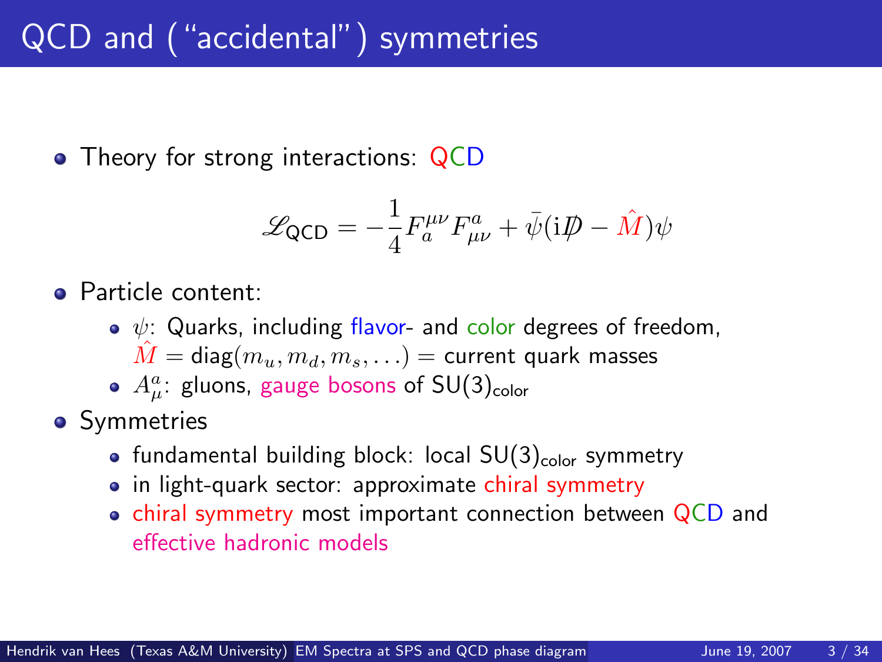# QCD and ("accidental") symmetries

- Theory for strong interactions: QCD

$$\mathscr{L}_{\text{QCD}} = -\frac{1}{4} F_a^{\mu\nu} F_{\mu\nu}^a + \bar{\psi}(\mathrm{i} \not{D} - \hat{M})\psi$$

- Particle content:
  - $\psi$: Quarks, including flavor- and color degrees of freedom, $\hat{M} = \text{diag}(m_u, m_d, m_s, \ldots)$ = current quark masses
  - $A_\mu^a$: gluons, gauge bosons of $\text{SU}(3)_{\text{color}}$
- Symmetries
  - fundamental building block: local $\text{SU}(3)_{\text{color}}$ symmetry
  - in light-quark sector: approximate chiral symmetry
  - chiral symmetry most important connection between QCD and effective hadronic models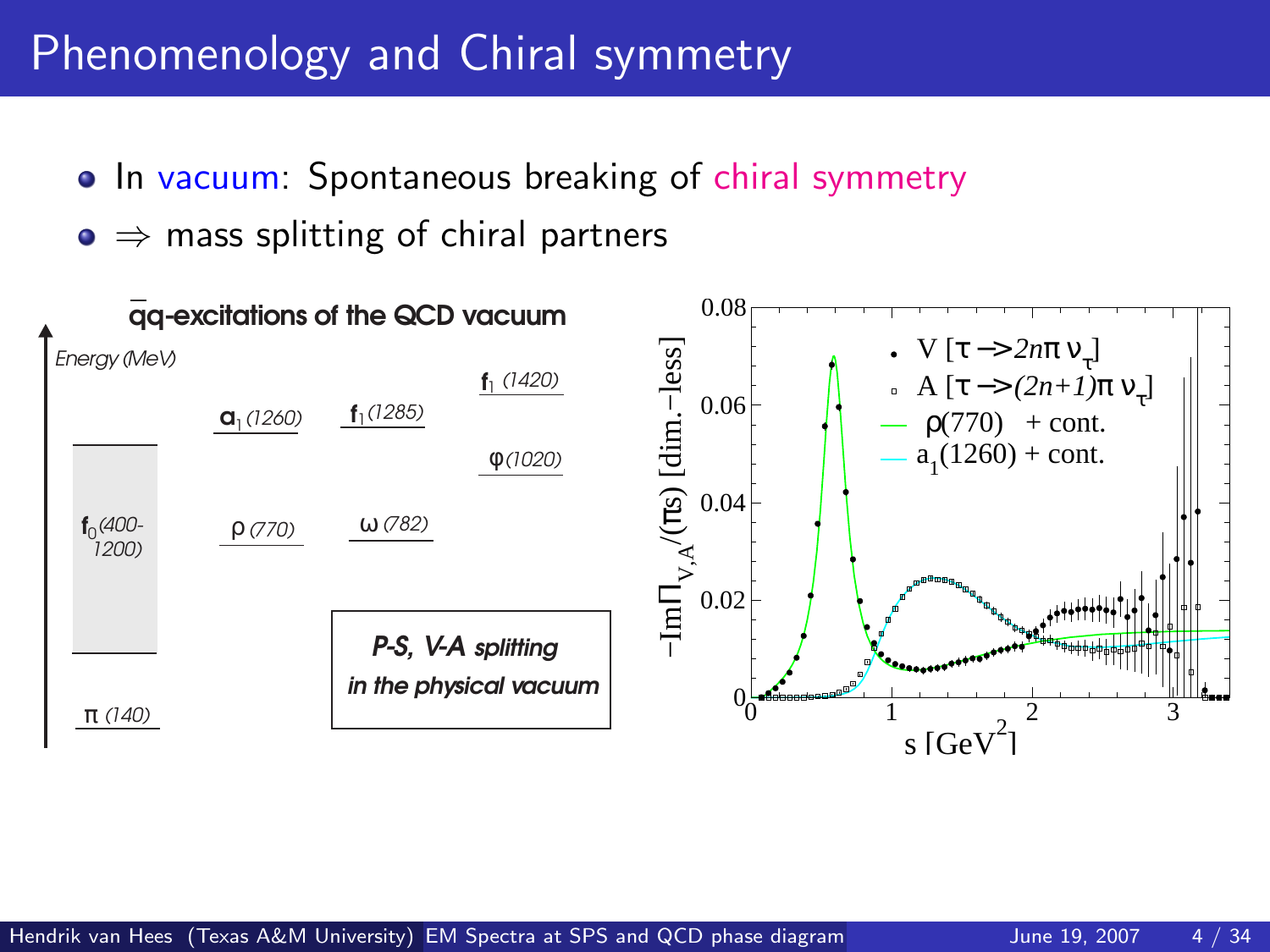# Phenomenology and Chiral symmetry

- In vacuum: Spontaneous breaking of chiral symmetry
- $\Rightarrow$ mass splitting of chiral partners

**$\bar{q}q$-excitations of the QCD vacuum**

Energy (MeV)

- $f_0$ (400-1200)
- $\pi$ (140)
- $a_1$ (1260)
- $\rho$ (770)
- $f_1$ (1285)
- $\omega$ (782)
- $f_1$ (1420)
- $\varphi$ (1020)

***P-S, V-A splitting in the physical vacuum***

Plot: $-\mathrm{Im}\Pi_{V,A}/(\pi s)$ [dim.-less] vs. $s$ [GeV$^2$]

- V [$\tau \to 2n\pi\, \nu_\tau$]
- A [$\tau \to (2n+1)\pi\, \nu_\tau$]
- $\rho$(770) + cont.
- $a_1$(1260) + cont.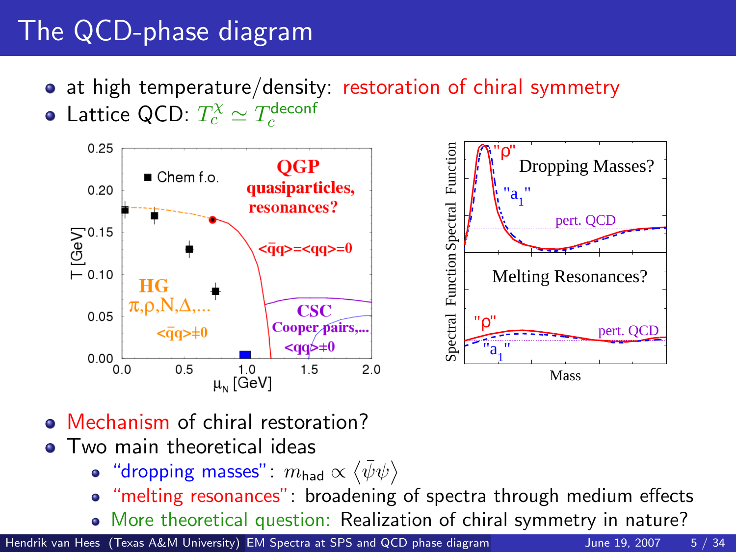# The QCD-phase diagram

- at high temperature/density: restoration of chiral symmetry
- Lattice QCD: $T_c^{\chi} \simeq T_c^{\text{deconf}}$

- Mechanism of chiral restoration?
- Two main theoretical ideas
  - "dropping masses": $m_{\text{had}} \propto \langle \bar{\psi}\psi \rangle$
  - "melting resonances": broadening of spectra through medium effects
  - More theoretical question: Realization of chiral symmetry in nature?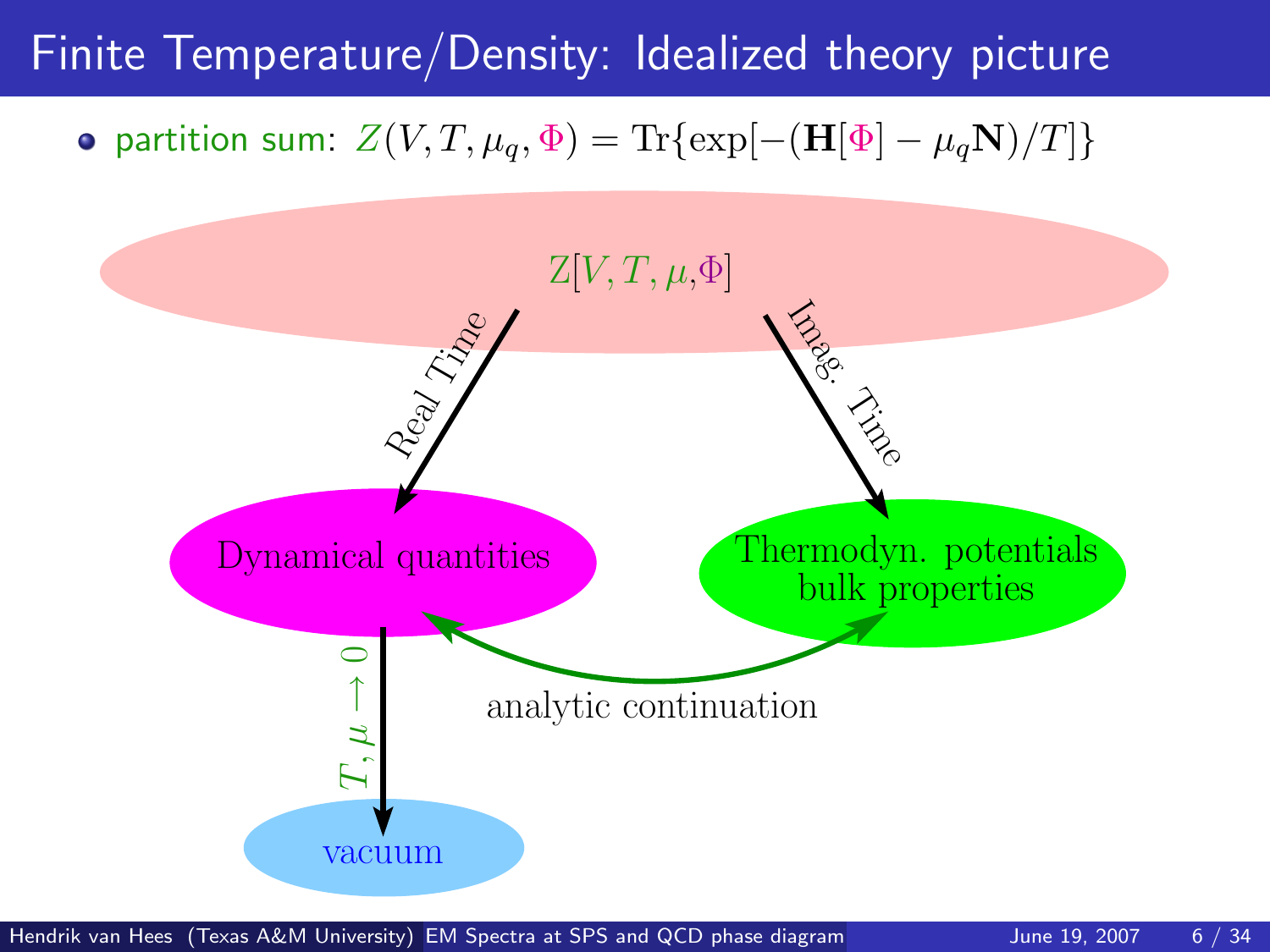# Finite Temperature/Density: Idealized theory picture

- partition sum: $Z(V,T,\mu_q,\Phi) = \mathrm{Tr}\{\exp[-(\mathbf{H}[\Phi] - \mu_q \mathbf{N})/T]\}$

$Z[V,T,\mu,\Phi]$

Real Time

Imag. Time

Dynamical quantities

Thermodyn. potentials bulk properties

analytic continuation

$T,\mu \to 0$

vacuum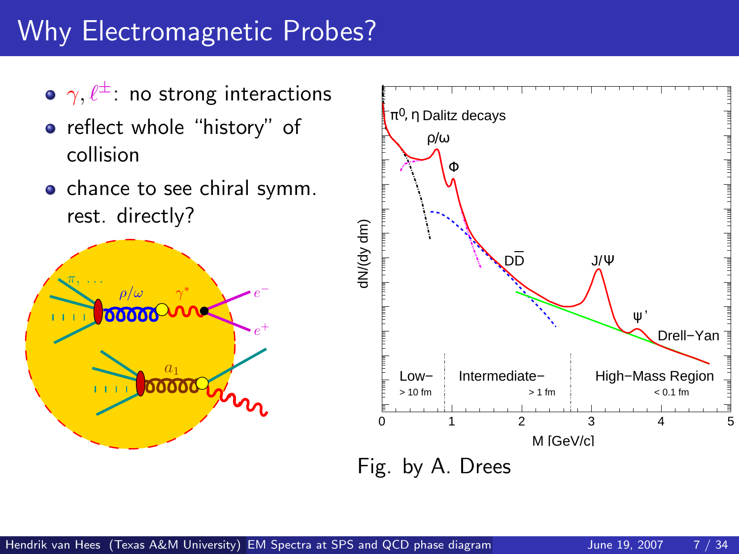# Why Electromagnetic Probes?

- $\gamma, \ell^{\pm}$: no strong interactions
- reflect whole "history" of collision
- chance to see chiral symm. rest. directly?

Fig. by A. Drees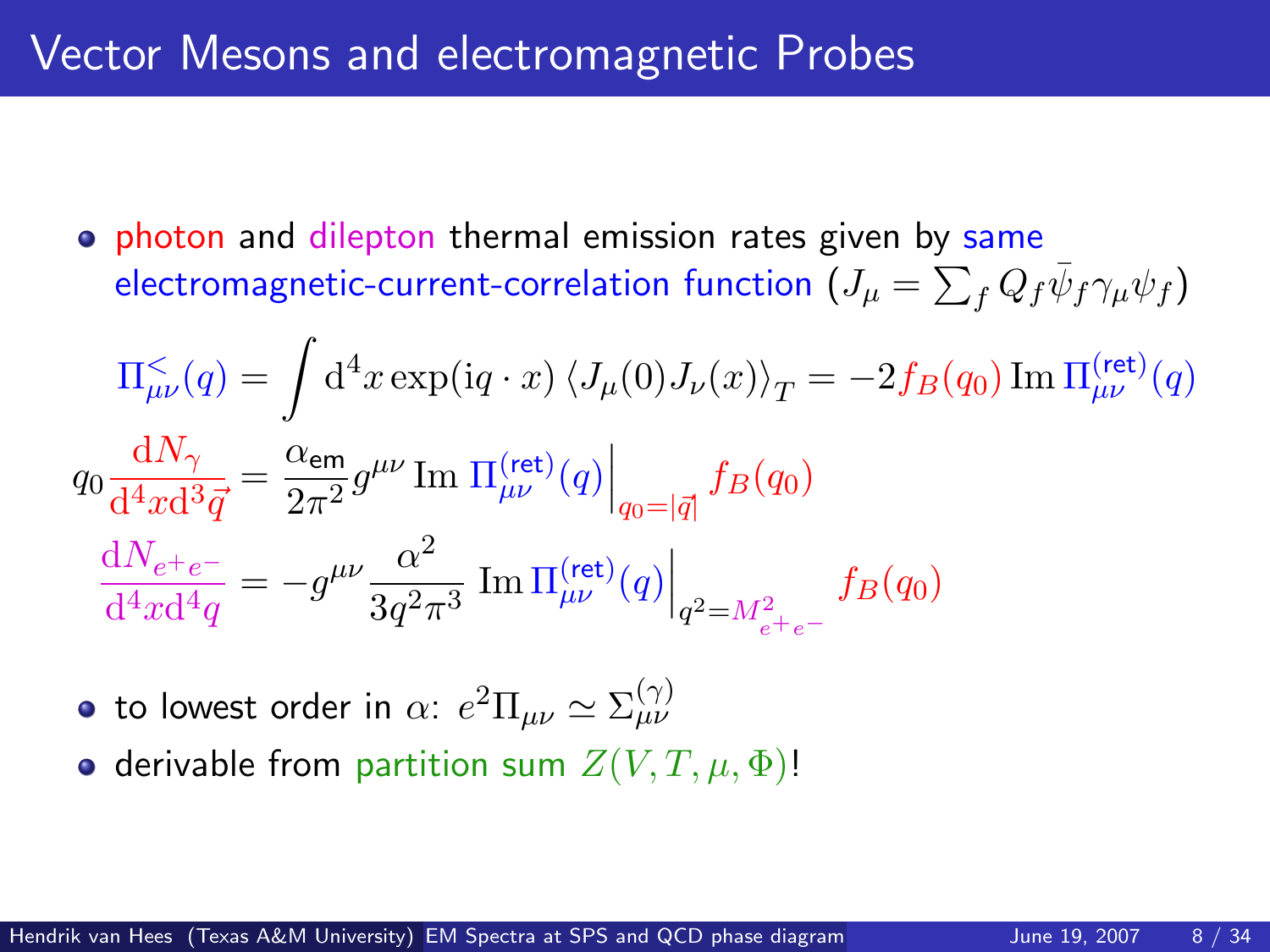# Vector Mesons and electromagnetic Probes

- photon and dilepton thermal emission rates given by same electromagnetic-current-correlation function ($J_\mu = \sum_f Q_f \bar{\psi}_f \gamma_\mu \psi_f$)

$$\Pi^{<}_{\mu\nu}(q) = \int \mathrm{d}^4 x \exp(\mathrm{i} q \cdot x) \left\langle J_\mu(0) J_\nu(x) \right\rangle_T = -2 f_B(q_0) \, \mathrm{Im}\, \Pi^{(\mathrm{ret})}_{\mu\nu}(q)$$

$$q_0 \frac{\mathrm{d}N_\gamma}{\mathrm{d}^4 x \mathrm{d}^3 \vec{q}} = \frac{\alpha_{\mathrm{em}}}{2\pi^2} g^{\mu\nu} \, \mathrm{Im}\, \Pi^{(\mathrm{ret})}_{\mu\nu}(q) \Big|_{q_0 = |\vec{q}|} f_B(q_0)$$

$$\frac{\mathrm{d}N_{e^+e^-}}{\mathrm{d}^4 x \mathrm{d}^4 q} = -g^{\mu\nu} \frac{\alpha^2}{3 q^2 \pi^3} \, \mathrm{Im}\, \Pi^{(\mathrm{ret})}_{\mu\nu}(q) \Big|_{q^2 = M^2_{e^+e^-}} f_B(q_0)$$

- to lowest order in $\alpha$: $e^2 \Pi_{\mu\nu} \simeq \Sigma^{(\gamma)}_{\mu\nu}$
- derivable from partition sum $Z(V, T, \mu, \Phi)$!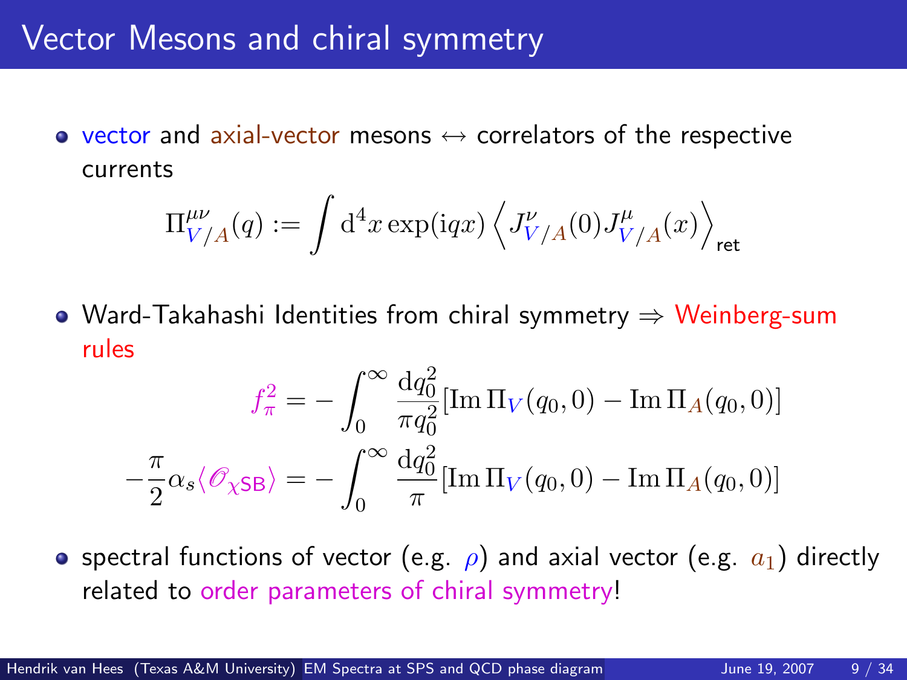# Vector Mesons and chiral symmetry

- vector and axial-vector mesons $\leftrightarrow$ correlators of the respective currents

$$\Pi^{\mu\nu}_{V/A}(q) := \int \mathrm{d}^4x \exp(\mathrm{i}qx) \left\langle J^{\nu}_{V/A}(0) J^{\mu}_{V/A}(x) \right\rangle_{\text{ret}}$$

- Ward-Takahashi Identities from chiral symmetry $\Rightarrow$ Weinberg-sum rules

$$f_\pi^2 = -\int_0^\infty \frac{\mathrm{d}q_0^2}{\pi q_0^2} [\mathrm{Im}\,\Pi_V(q_0,0) - \mathrm{Im}\,\Pi_A(q_0,0)]$$

$$-\frac{\pi}{2}\alpha_s \langle \mathscr{O}_{\chi\mathsf{SB}} \rangle = -\int_0^\infty \frac{\mathrm{d}q_0^2}{\pi} [\mathrm{Im}\,\Pi_V(q_0,0) - \mathrm{Im}\,\Pi_A(q_0,0)]$$

- spectral functions of vector (e.g. $\rho$) and axial vector (e.g. $a_1$) directly related to order parameters of chiral symmetry!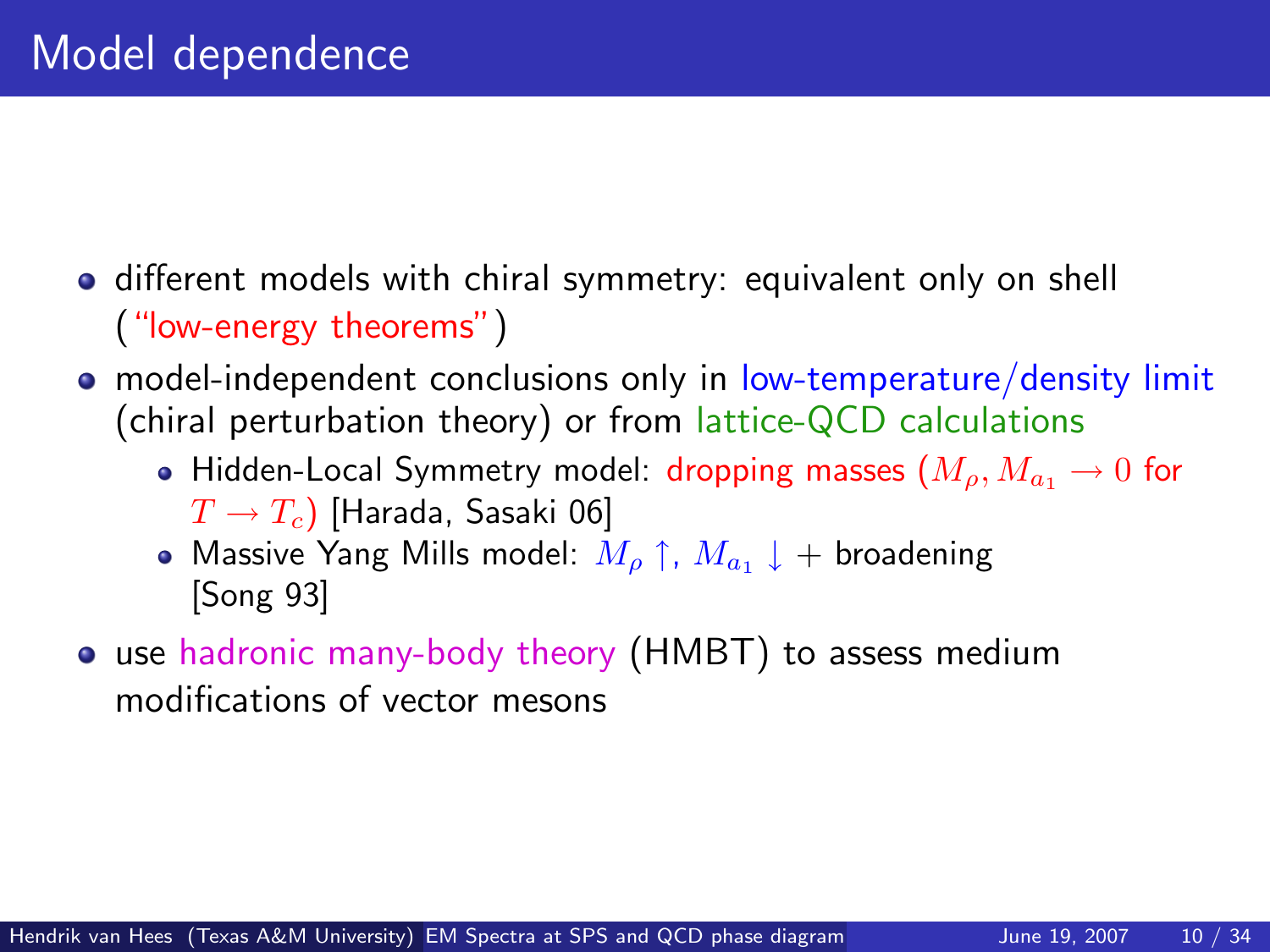# Model dependence

- different models with chiral symmetry: equivalent only on shell ("low-energy theorems")
- model-independent conclusions only in low-temperature/density limit (chiral perturbation theory) or from lattice-QCD calculations
  - Hidden-Local Symmetry model: dropping masses ($M_\rho, M_{a_1} \rightarrow 0$ for $T \rightarrow T_c$) [Harada, Sasaki 06]
  - Massive Yang Mills model: $M_\rho \uparrow$, $M_{a_1} \downarrow$ + broadening [Song 93]
- use hadronic many-body theory (HMBT) to assess medium modifications of vector mesons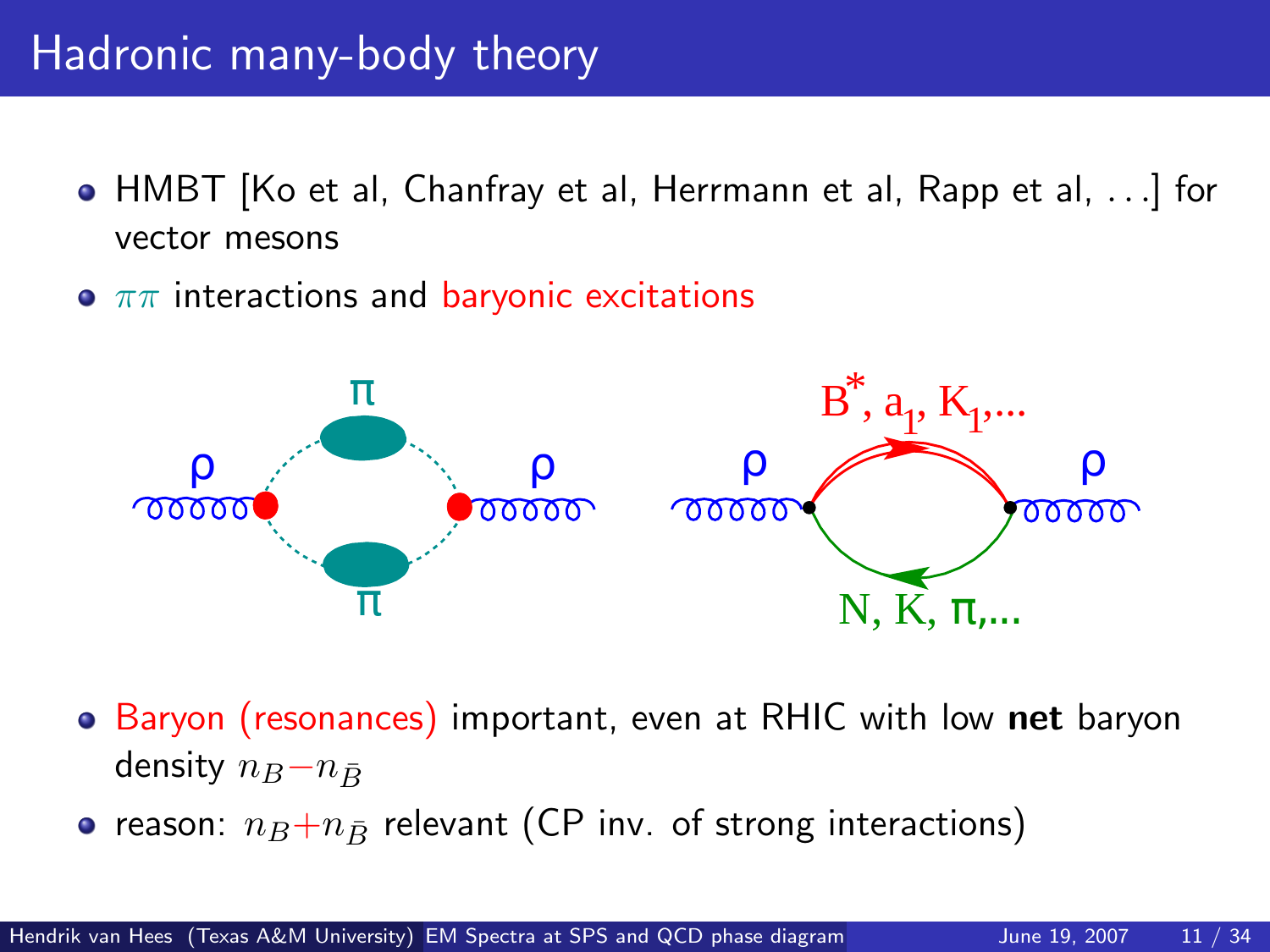# Hadronic many-body theory

- HMBT [Ko et al, Chanfray et al, Herrmann et al, Rapp et al, ...] for vector mesons
- $\pi\pi$ interactions and baryonic excitations

- Baryon (resonances) important, even at RHIC with low **net** baryon density $n_B - n_{\bar{B}}$
- reason: $n_B + n_{\bar{B}}$ relevant (CP inv. of strong interactions)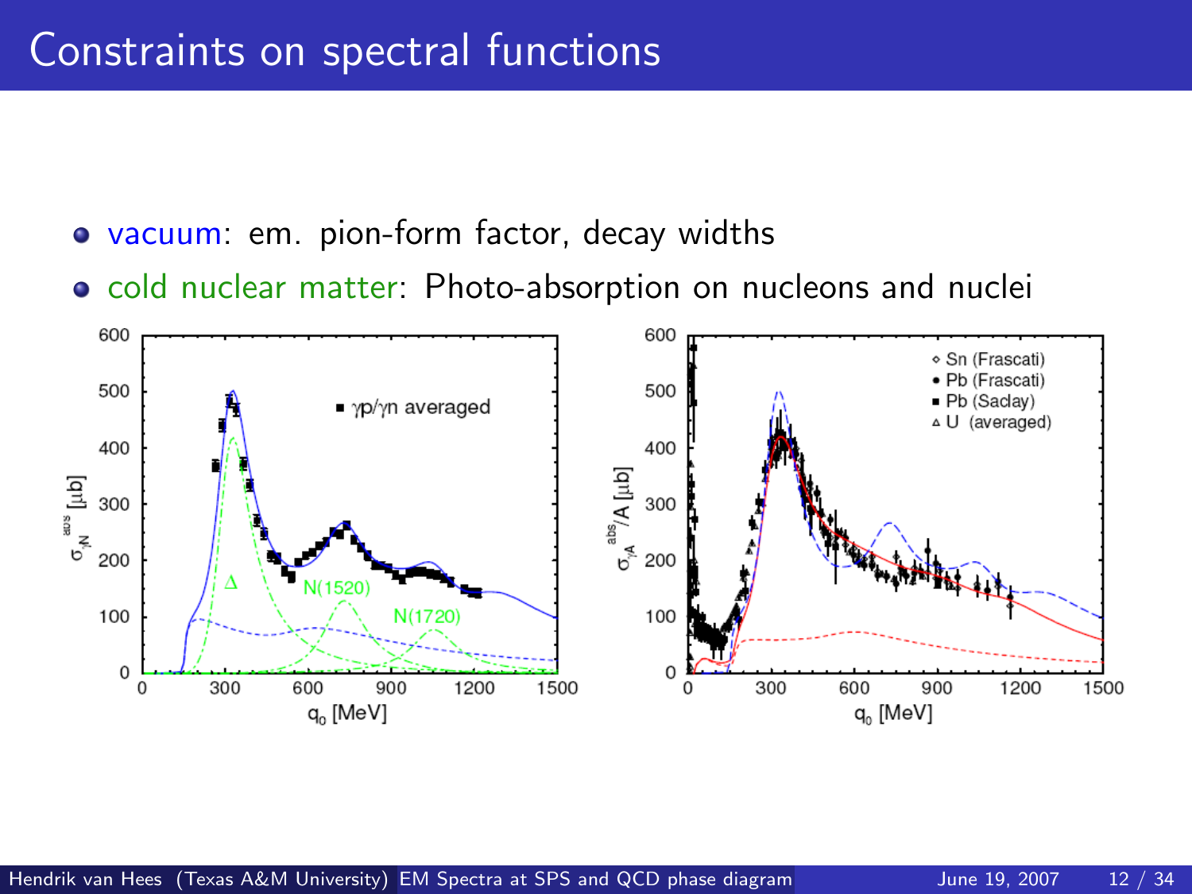# Constraints on spectral functions

- vacuum: em. pion-form factor, decay widths
- cold nuclear matter: Photo-absorption on nucleons and nuclei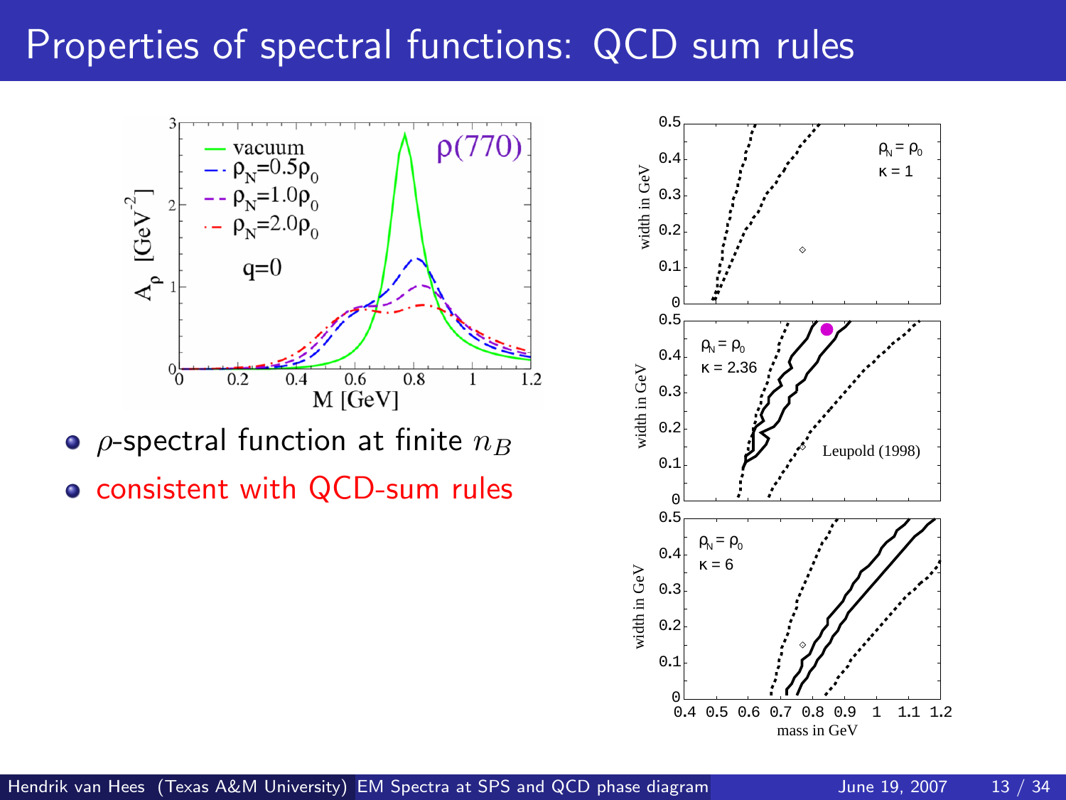# Properties of spectral functions: QCD sum rules

- $\rho$-spectral function at finite $n_B$
- consistent with QCD-sum rules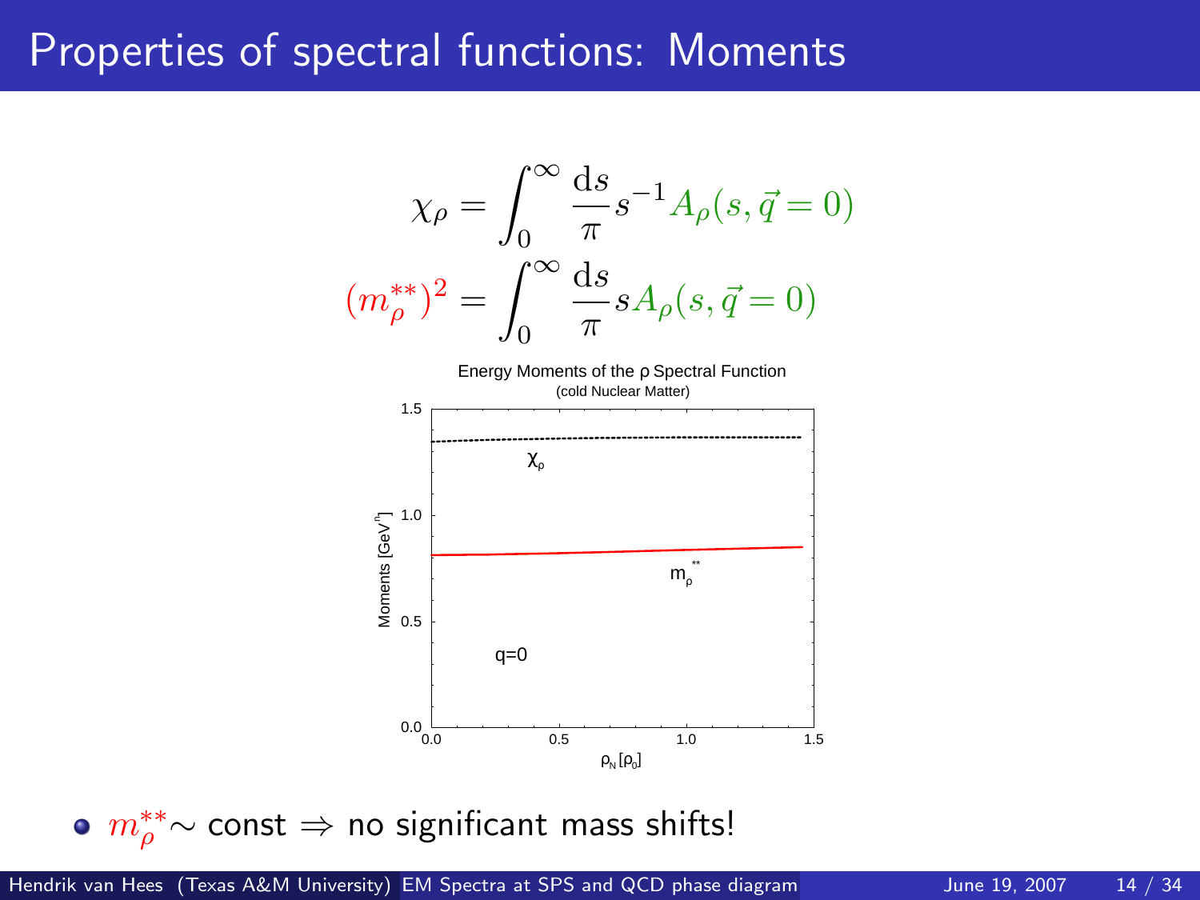# Properties of spectral functions: Moments

$$\chi_\rho = \int_0^\infty \frac{\mathrm{d}s}{\pi} s^{-1} A_\rho(s, \vec{q}=0)$$

$$(m_\rho^{**})^2 = \int_0^\infty \frac{\mathrm{d}s}{\pi} s A_\rho(s, \vec{q}=0)$$

Energy Moments of the ρ Spectral Function (cold Nuclear Matter)

- $m_\rho^{**} \sim$ const $\Rightarrow$ no significant mass shifts!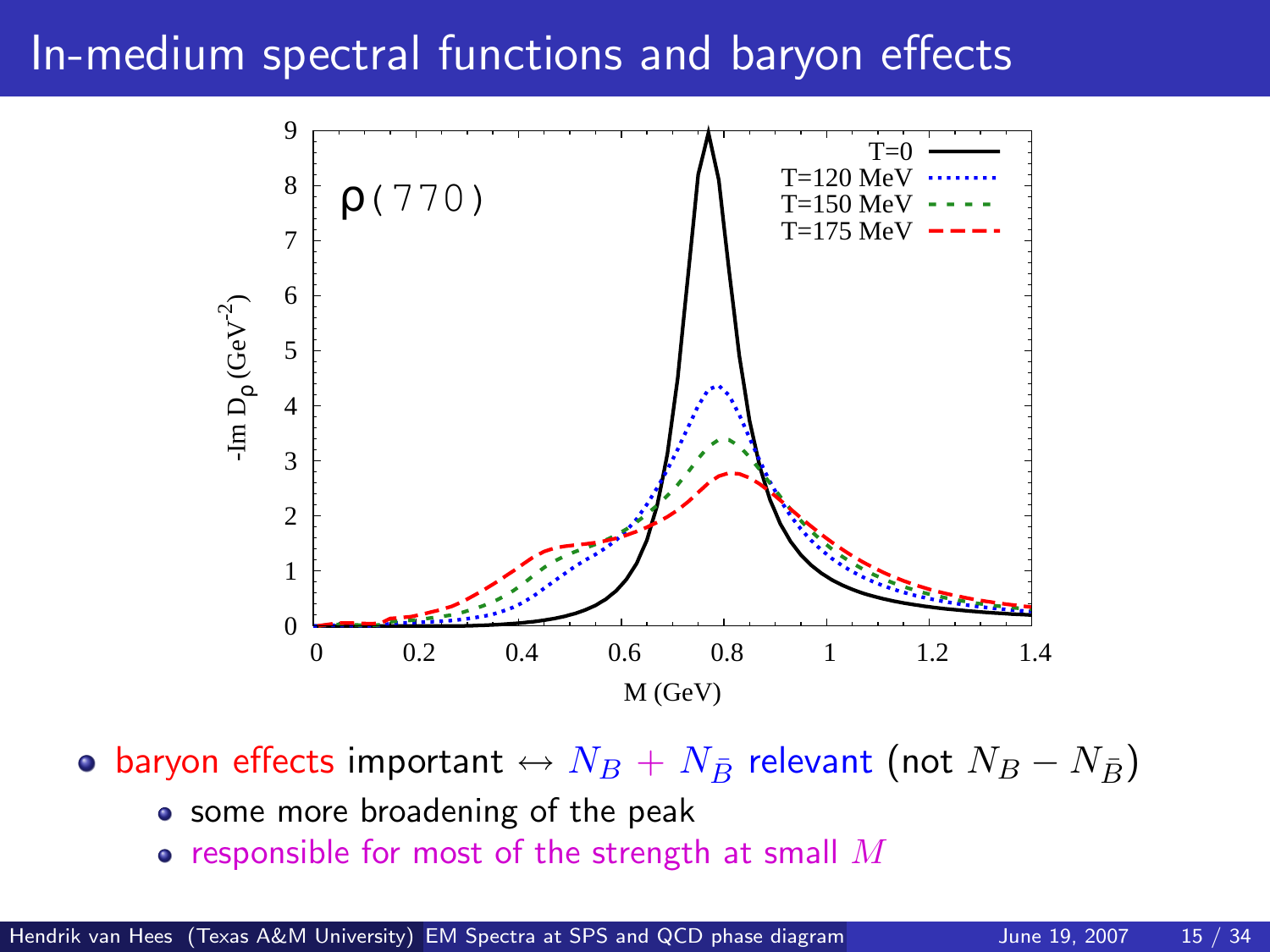# In-medium spectral functions and baryon effects

- baryon effects important $\leftrightarrow$ $N_B + N_{\bar{B}}$ relevant (not $N_B - N_{\bar{B}}$)
  - some more broadening of the peak
  - responsible for most of the strength at small $M$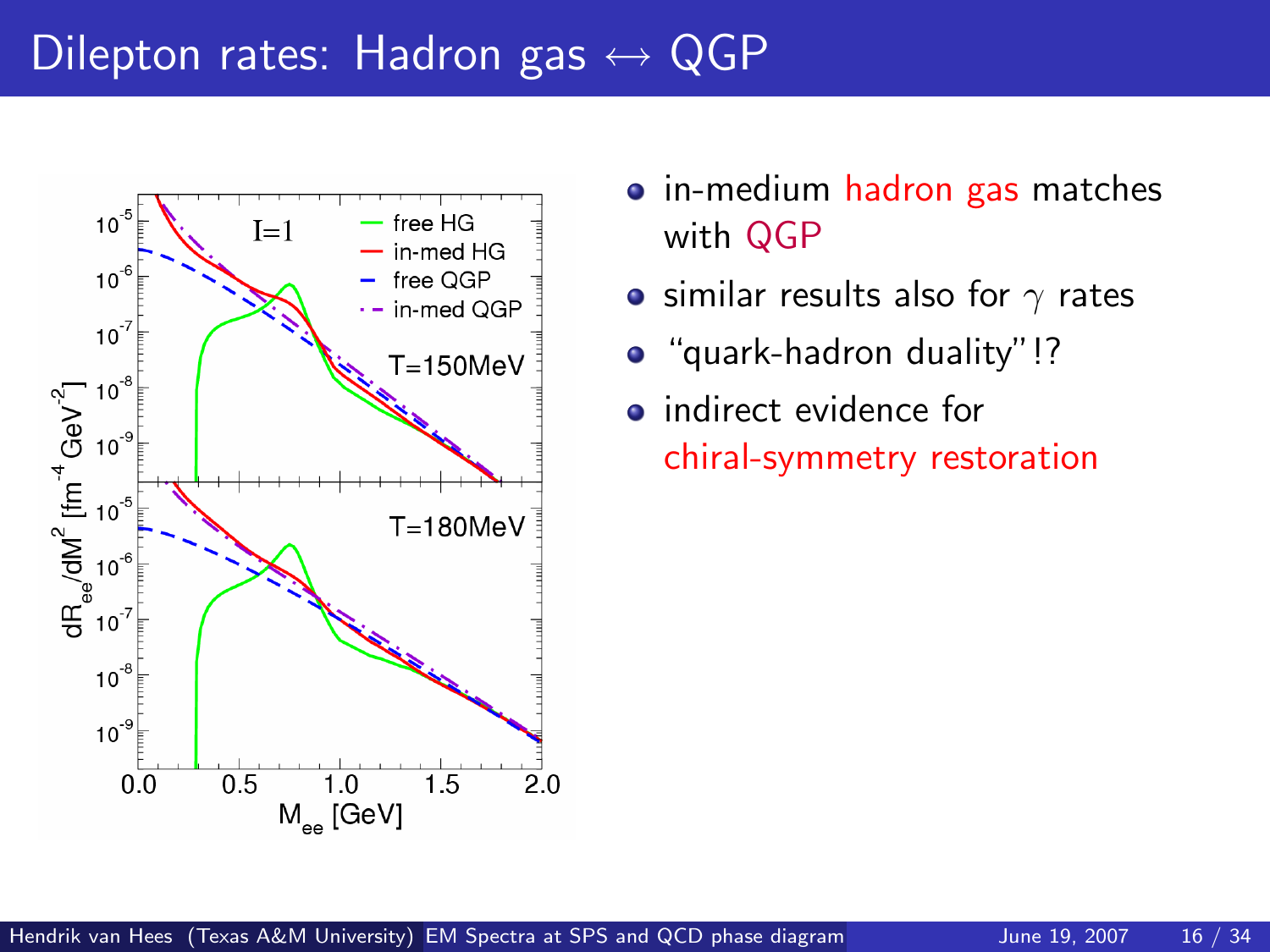# Dilepton rates: Hadron gas ↔ QGP

- in-medium hadron gas matches with QGP
- similar results also for $\gamma$ rates
- "quark-hadron duality"!?
- indirect evidence for chiral-symmetry restoration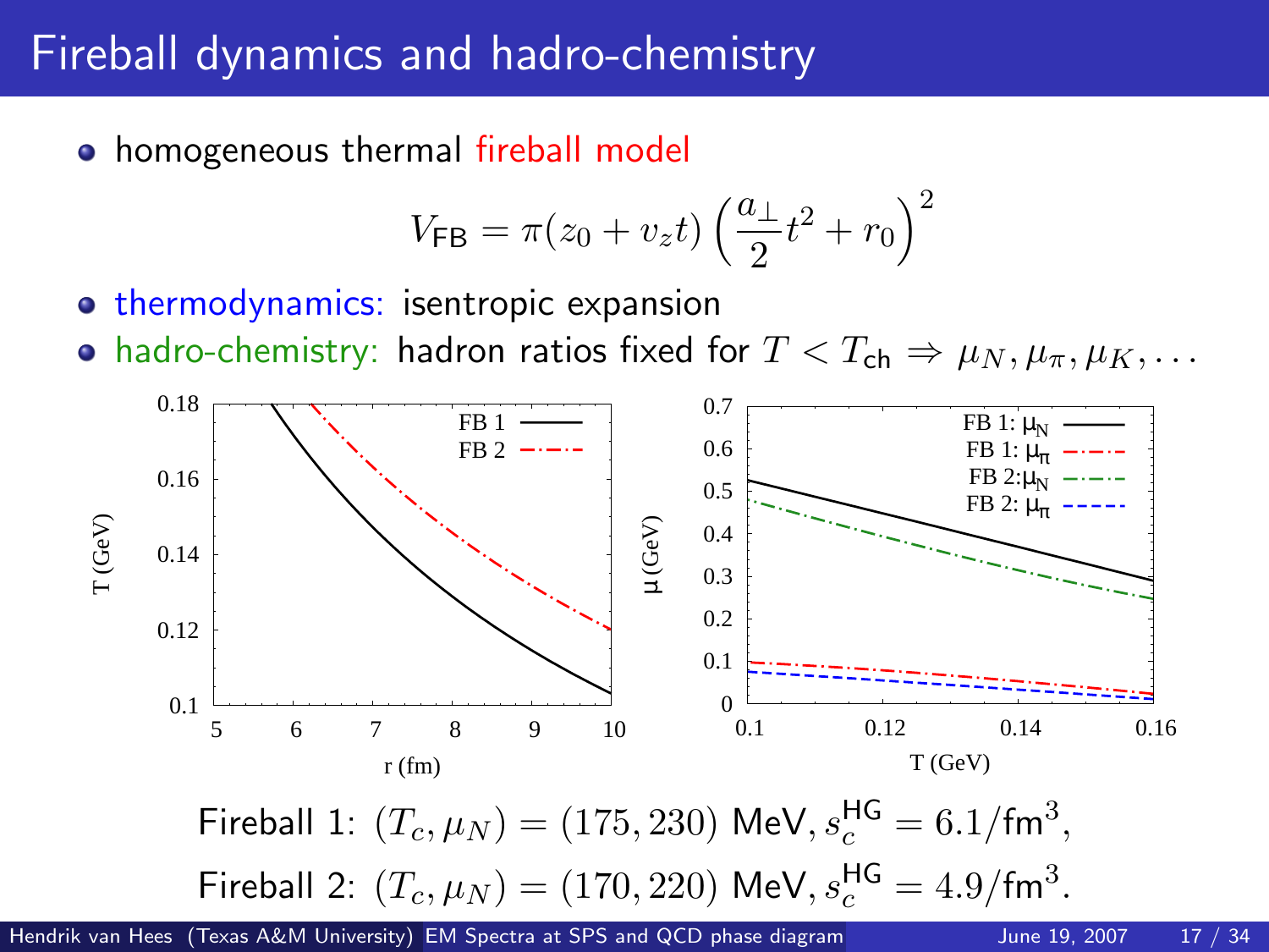# Fireball dynamics and hadro-chemistry

- homogeneous thermal fireball model

$$V_{\mathrm{FB}} = \pi(z_0 + v_z t)\left(\frac{a_\perp}{2}t^2 + r_0\right)^2$$

- thermodynamics: isentropic expansion
- hadro-chemistry: hadron ratios fixed for $T < T_{\mathrm{ch}} \Rightarrow \mu_N, \mu_\pi, \mu_K, \ldots$

Fireball 1: $(T_c, \mu_N) = (175, 230)$ MeV, $s_c^{\mathrm{HG}} = 6.1/\mathrm{fm}^3$,

Fireball 2: $(T_c, \mu_N) = (170, 220)$ MeV, $s_c^{\mathrm{HG}} = 4.9/\mathrm{fm}^3$.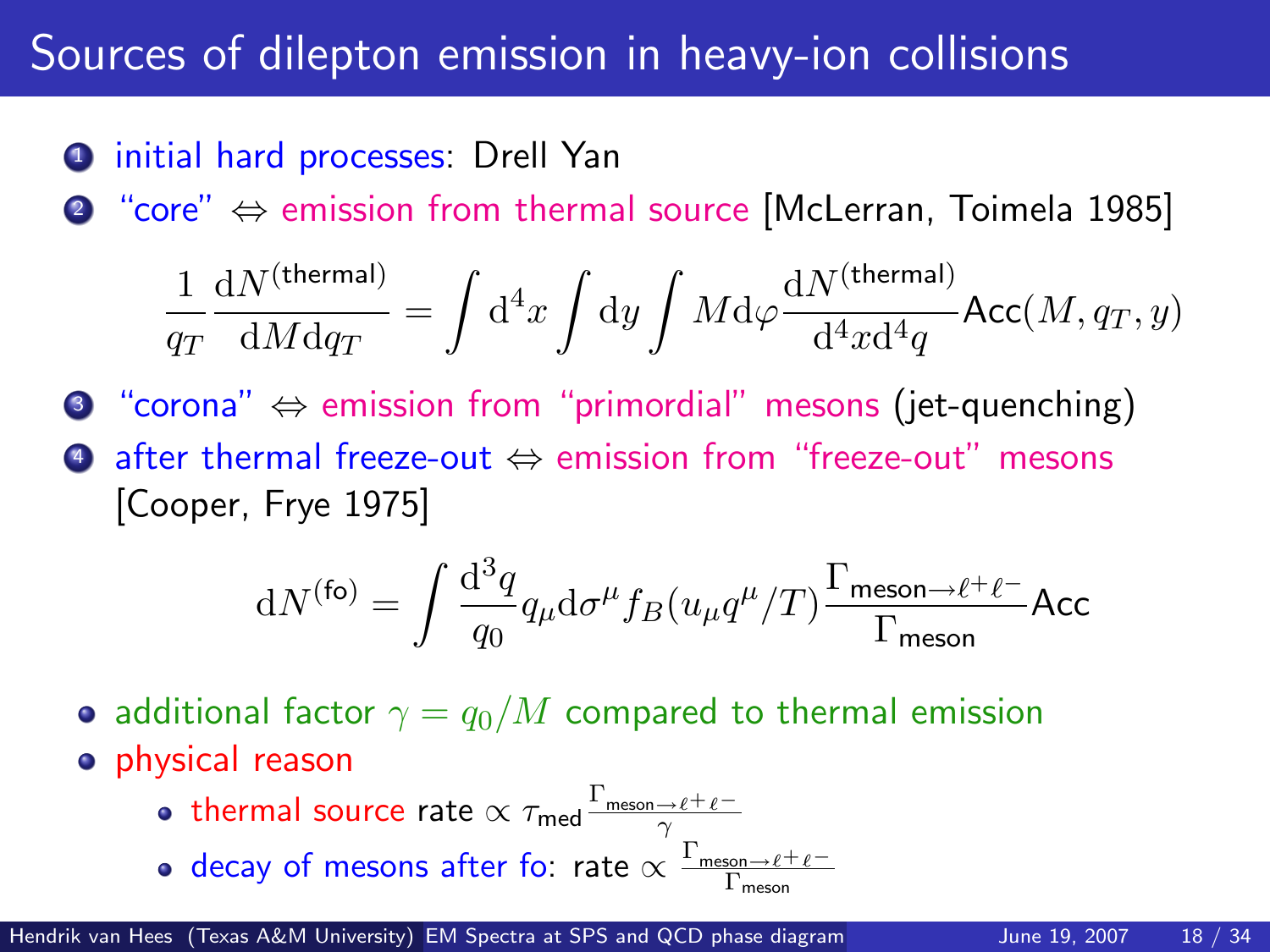# Sources of dilepton emission in heavy-ion collisions

1. initial hard processes: Drell Yan
2. "core" $\Leftrightarrow$ emission from thermal source [McLerran, Toimela 1985]

$$\frac{1}{q_T}\frac{\mathrm{d}N^{(\text{thermal})}}{\mathrm{d}M\mathrm{d}q_T} = \int \mathrm{d}^4x \int \mathrm{d}y \int M\mathrm{d}\varphi \frac{\mathrm{d}N^{(\text{thermal})}}{\mathrm{d}^4x\mathrm{d}^4q}\mathsf{Acc}(M, q_T, y)$$

3. "corona" $\Leftrightarrow$ emission from "primordial" mesons (jet-quenching)
4. after thermal freeze-out $\Leftrightarrow$ emission from "freeze-out" mesons [Cooper, Frye 1975]

$$\mathrm{d}N^{(\text{fo})} = \int \frac{\mathrm{d}^3q}{q_0} q_\mu \mathrm{d}\sigma^\mu f_B(u_\mu q^\mu/T)\frac{\Gamma_{\text{meson}\rightarrow\ell^+\ell^-}}{\Gamma_{\text{meson}}}\mathsf{Acc}$$

- additional factor $\gamma = q_0/M$ compared to thermal emission
- physical reason
  - thermal source rate $\propto \tau_{\text{med}} \frac{\Gamma_{\text{meson}\rightarrow\ell^+\ell^-}}{\gamma}$
  - decay of mesons after fo: rate $\propto \frac{\Gamma_{\text{meson}\rightarrow\ell^+\ell^-}}{\Gamma_{\text{meson}}}$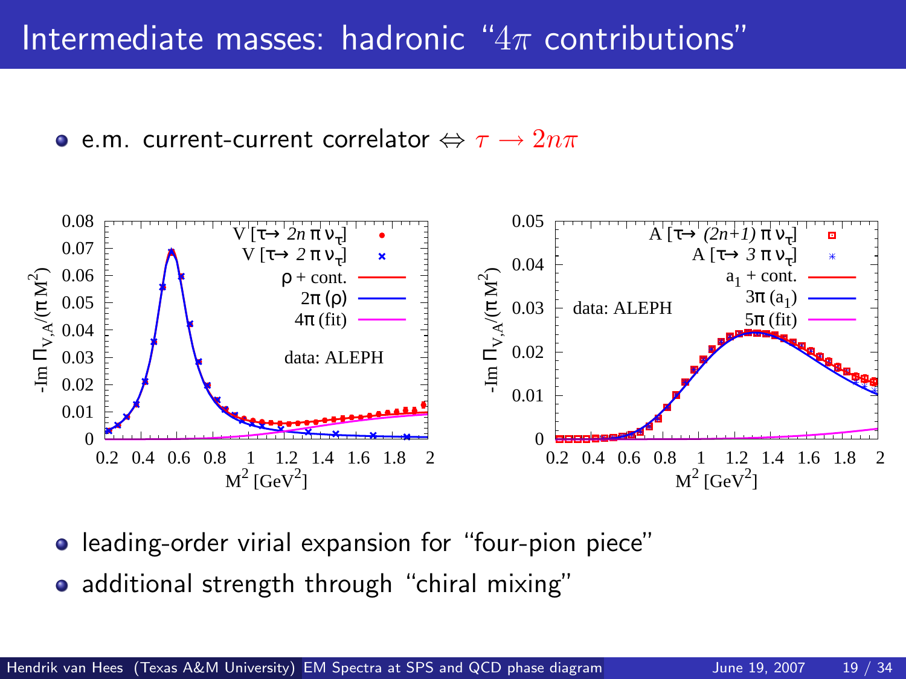# Intermediate masses: hadronic "$4\pi$ contributions"

- e.m. current-current correlator $\Leftrightarrow$ $\tau \rightarrow 2n\pi$

- leading-order virial expansion for "four-pion piece"
- additional strength through "chiral mixing"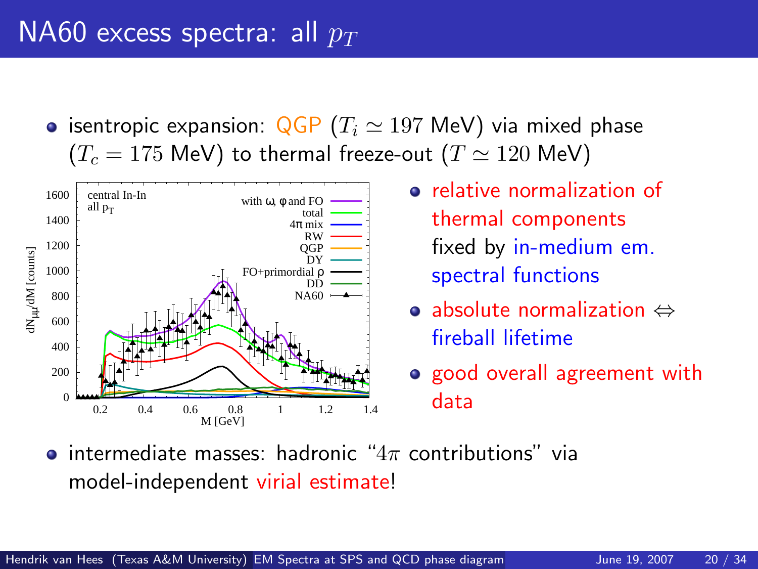# NA60 excess spectra: all $p_T$

- isentropic expansion: QGP ($T_i \simeq 197$ MeV) via mixed phase ($T_c = 175$ MeV) to thermal freeze-out ($T \simeq 120$ MeV)

- relative normalization of thermal components fixed by in-medium em. spectral functions
- absolute normalization $\Leftrightarrow$ fireball lifetime
- good overall agreement with data

- intermediate masses: hadronic "$4\pi$ contributions" via model-independent virial estimate!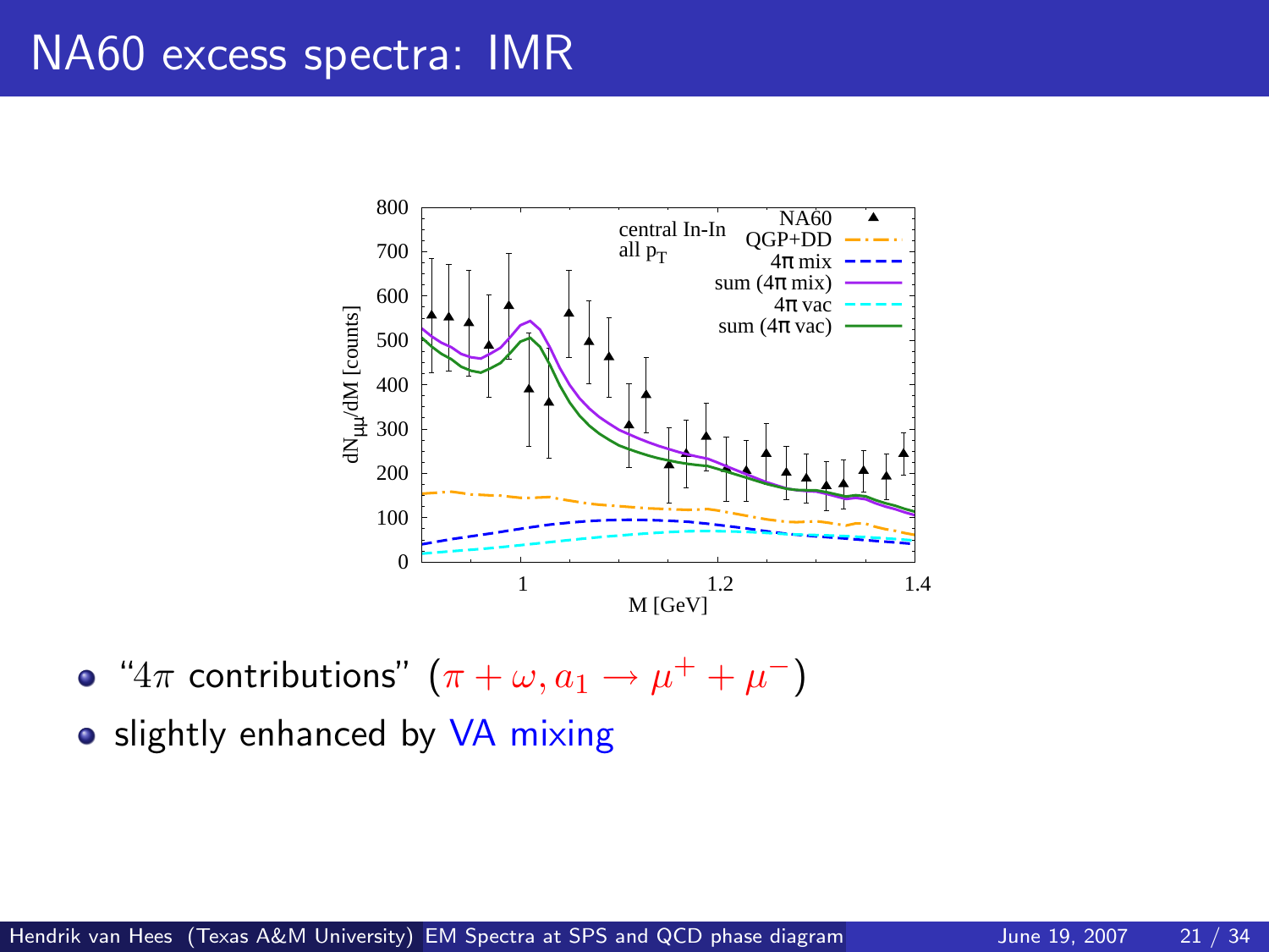# NA60 excess spectra: IMR

- "$4\pi$ contributions" ($\pi + \omega, a_1 \rightarrow \mu^+ + \mu^-$)
- slightly enhanced by VA mixing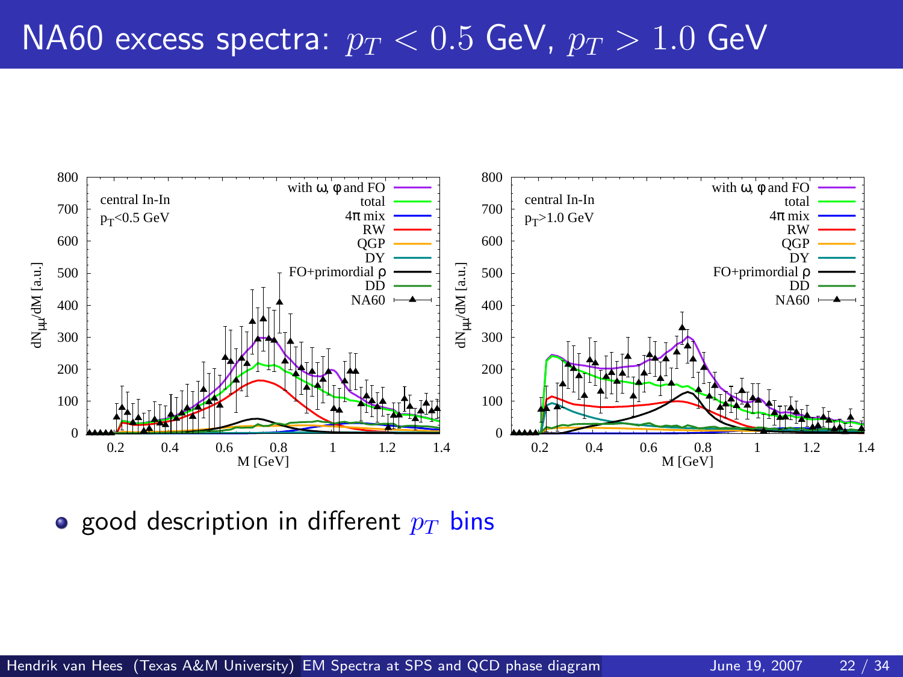# NA60 excess spectra: $p_T < 0.5$ GeV, $p_T > 1.0$ GeV

- good description in different $p_T$ bins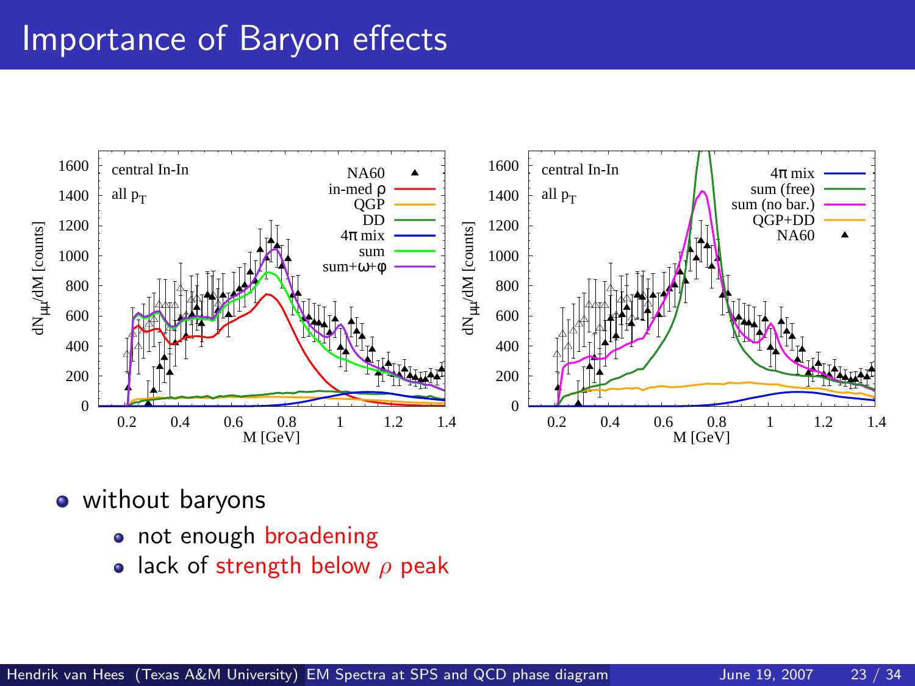# Importance of Baryon effects

- without baryons
  - not enough broadening
  - lack of strength below $\rho$ peak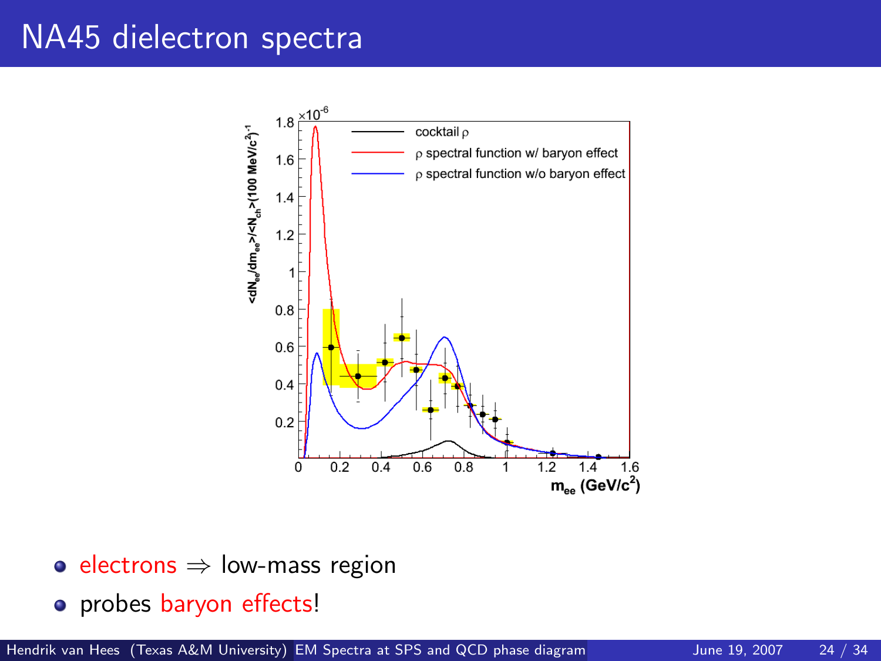# NA45 dielectron spectra

- electrons $\Rightarrow$ low-mass region
- probes baryon effects!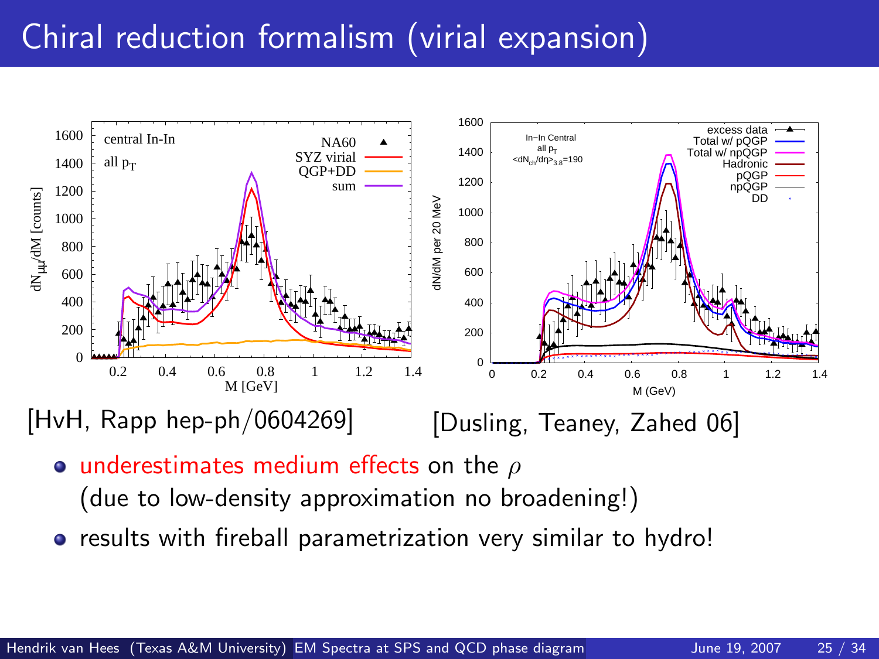# Chiral reduction formalism (virial expansion)

[HvH, Rapp hep-ph/0604269]

[Dusling, Teaney, Zahed 06]

- underestimates medium effects on the $\rho$ (due to low-density approximation no broadening!)
- results with fireball parametrization very similar to hydro!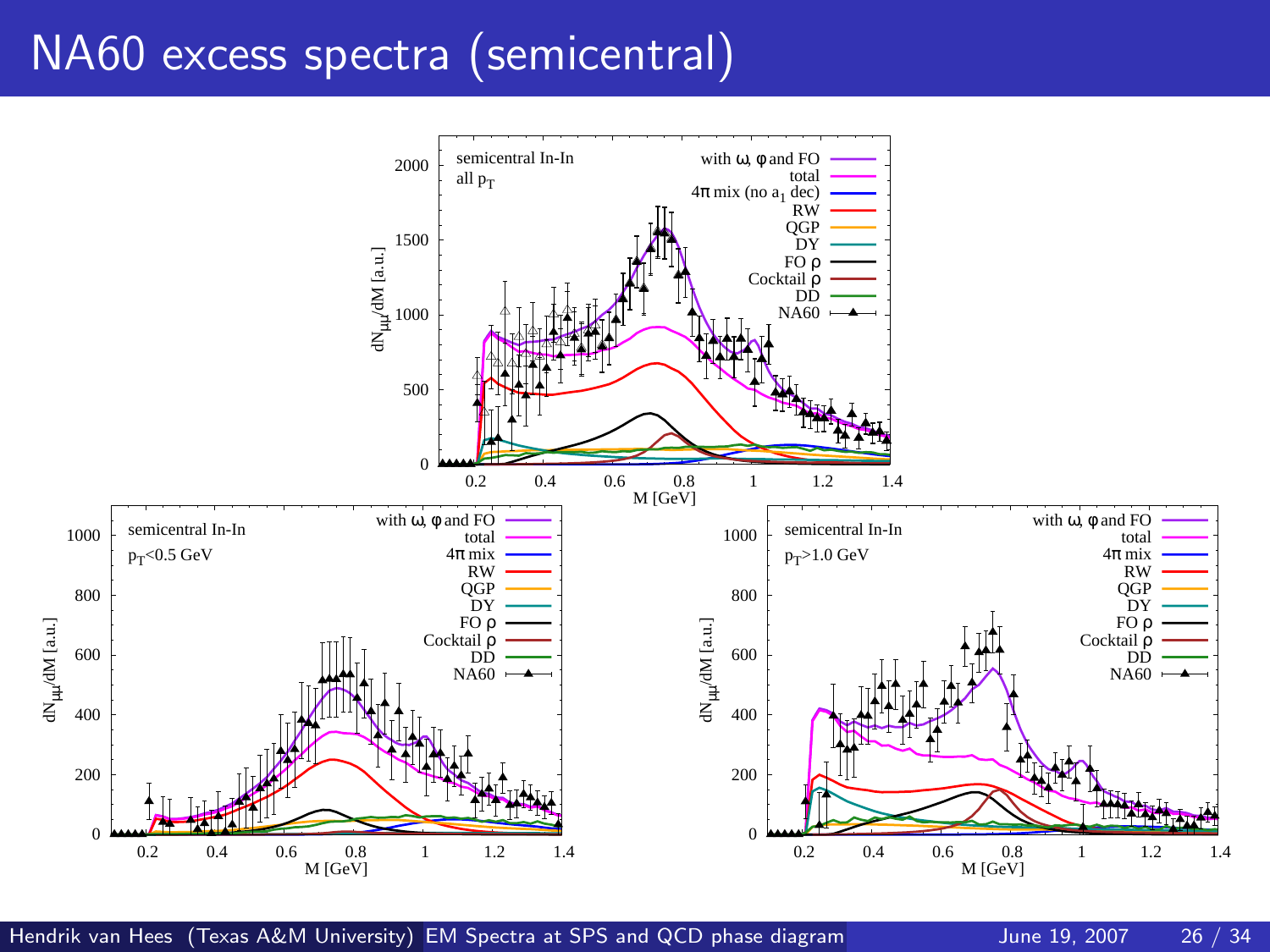# NA60 excess spectra (semicentral)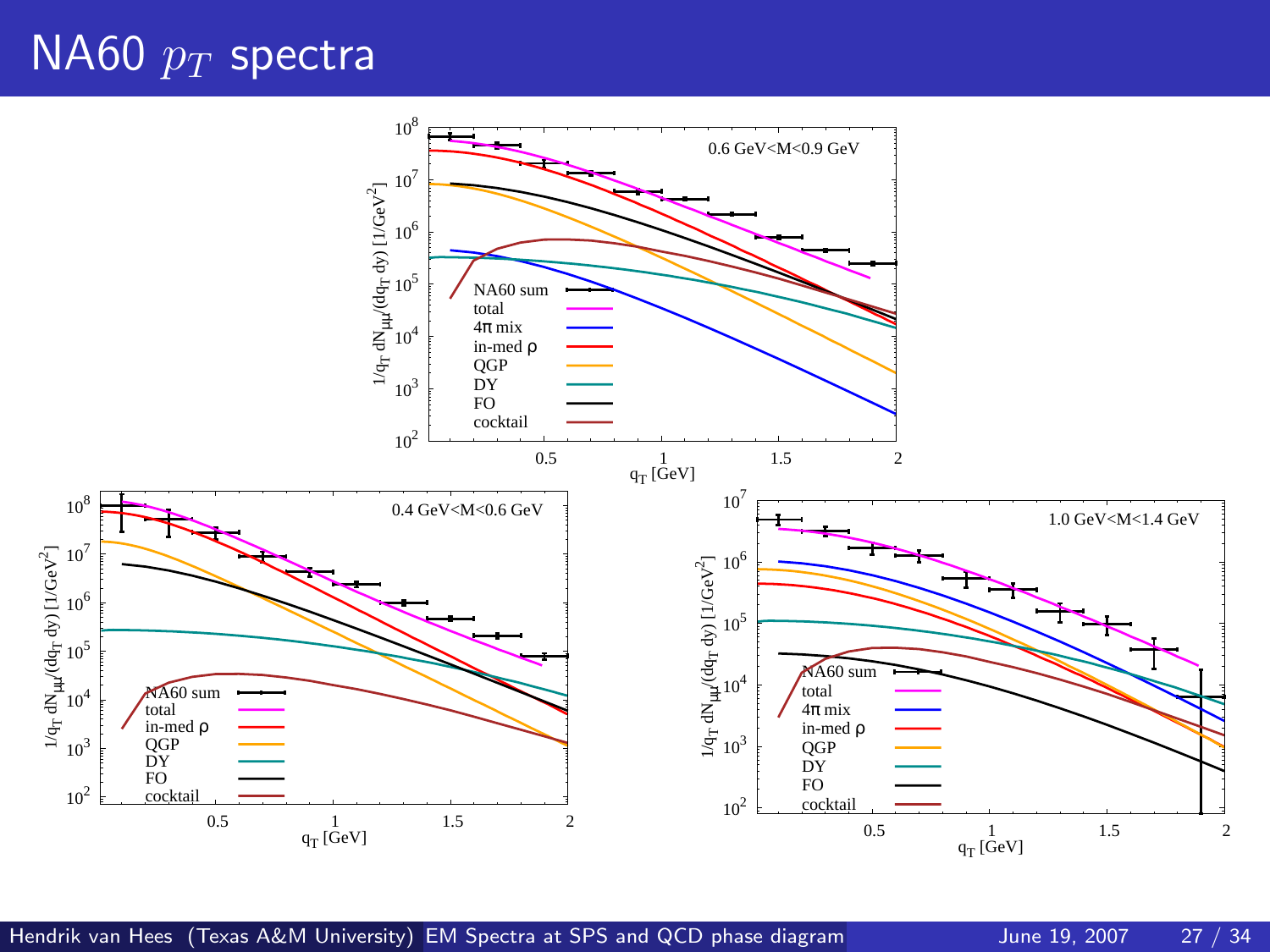# NA60 $p_T$ spectra

0.6 GeV<M<0.9 GeV

$1/q_T \, dN_{\mu\mu}/(dq_T \, dy)$ [1/GeV$^2$]

$q_T$ [GeV]

NA60 sum
total
4π mix
in-med ρ
QGP
DY
FO
cocktail

0.4 GeV<M<0.6 GeV

$1/q_T \, dN_{\mu\mu}/(dq_T \, dy)$ [1/GeV$^2$]

$q_T$ [GeV]

NA60 sum
total
in-med ρ
QGP
DY
FO
cocktail

1.0 GeV<M<1.4 GeV

$1/q_T \, dN_{\mu\mu}/(dq_T \, dy)$ [1/GeV$^2$]

$q_T$ [GeV]

NA60 sum
total
4π mix
in-med ρ
QGP
DY
FO
cocktail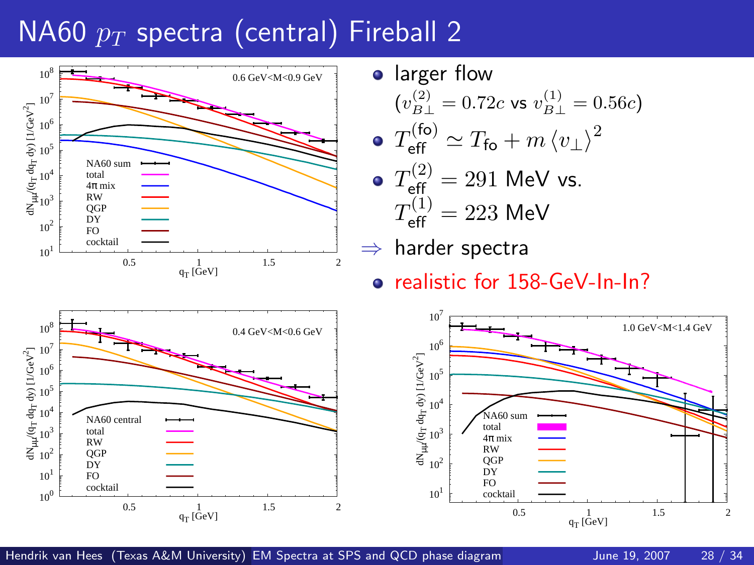# NA60 $p_T$ spectra (central) Fireball 2

- larger flow ($v_{B\perp}^{(2)} = 0.72c$ vs $v_{B\perp}^{(1)} = 0.56c$)
- $T_{\text{eff}}^{(\text{fo})} \simeq T_{\text{fo}} + m \langle v_\perp \rangle^2$
- $T_{\text{eff}}^{(2)} = 291$ MeV vs. $T_{\text{eff}}^{(1)} = 223$ MeV

$\Rightarrow$ harder spectra

- realistic for 158-GeV-In-In?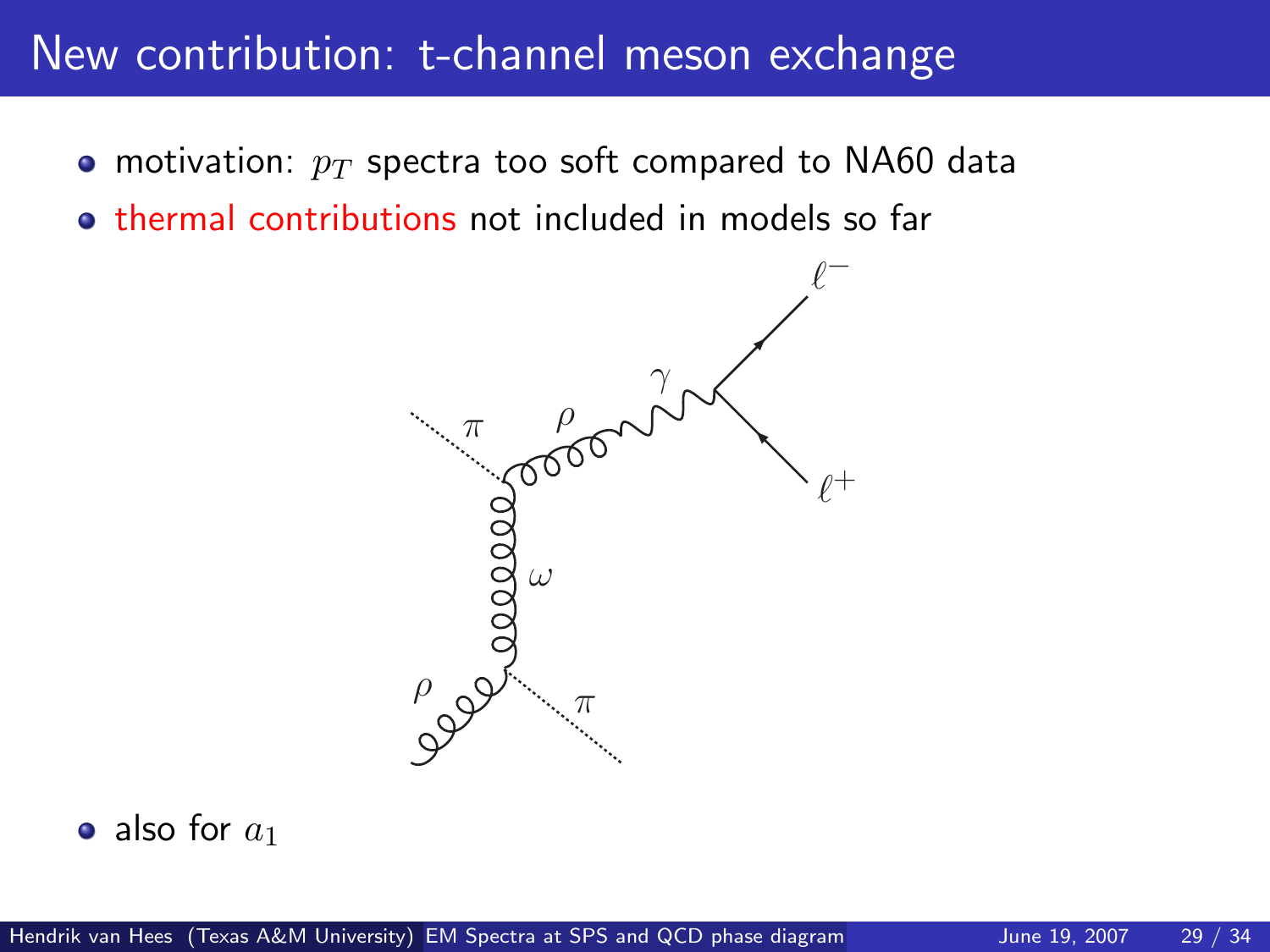# New contribution: t-channel meson exchange

- motivation: $p_T$ spectra too soft compared to NA60 data
- thermal contributions not included in models so far

- also for $a_1$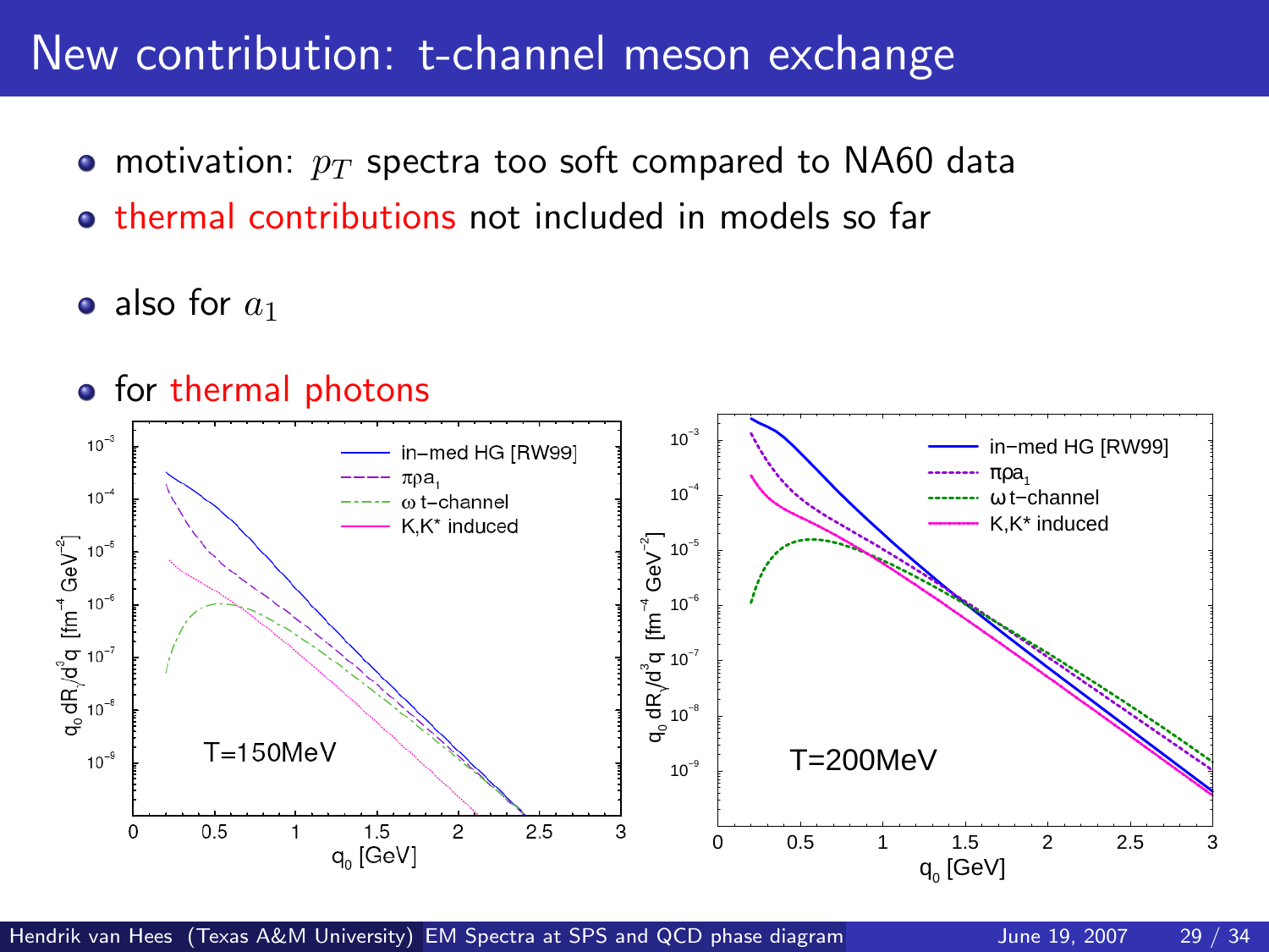# New contribution: t-channel meson exchange

- motivation: $p_T$ spectra too soft compared to NA60 data
- thermal contributions not included in models so far
- also for $a_1$
- for thermal photons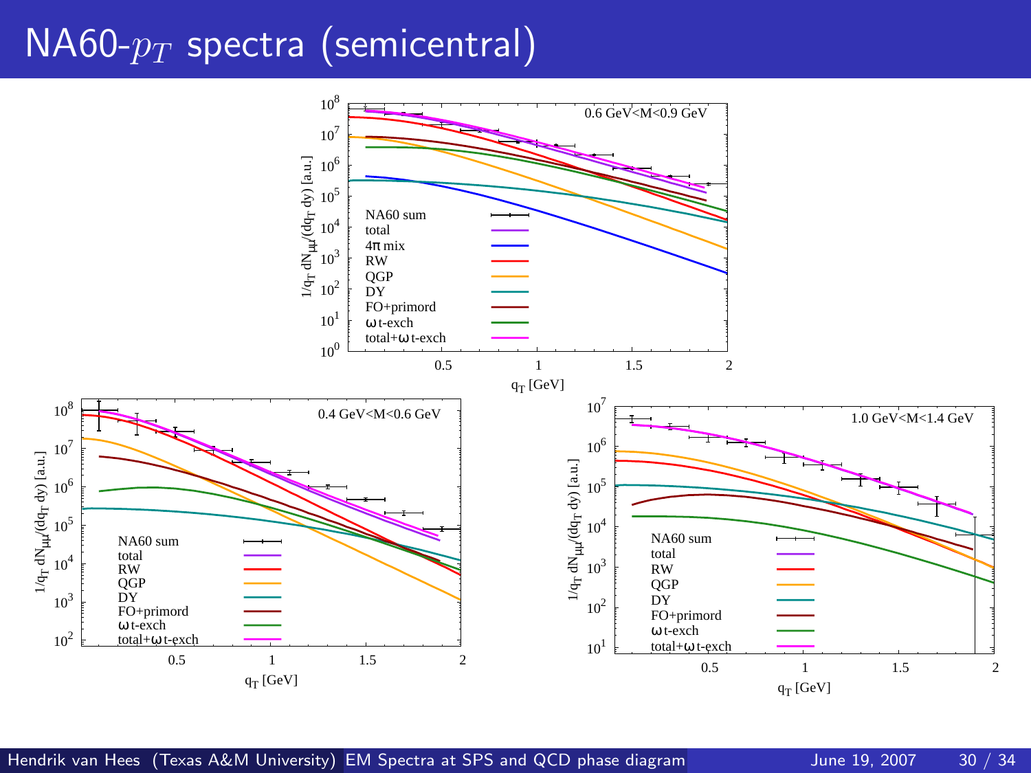# NA60-$p_T$ spectra (semicentral)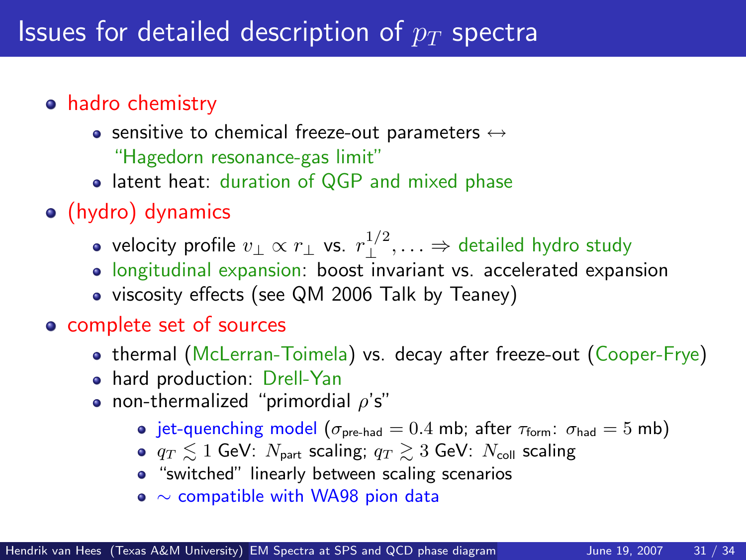# Issues for detailed description of $p_T$ spectra

- hadro chemistry
  - sensitive to chemical freeze-out parameters $\leftrightarrow$ "Hagedorn resonance-gas limit"
  - latent heat: duration of QGP and mixed phase
- (hydro) dynamics
  - velocity profile $v_\perp \propto r_\perp$ vs. $r_\perp^{1/2}, \ldots \Rightarrow$ detailed hydro study
  - longitudinal expansion: boost invariant vs. accelerated expansion
  - viscosity effects (see QM 2006 Talk by Teaney)
- complete set of sources
  - thermal (McLerran-Toimela) vs. decay after freeze-out (Cooper-Frye)
  - hard production: Drell-Yan
  - non-thermalized "primordial $\rho$'s"
    - jet-quenching model ($\sigma_{\text{pre-had}} = 0.4$ mb; after $\tau_{\text{form}}$: $\sigma_{\text{had}} = 5$ mb)
    - $q_T \lesssim 1$ GeV: $N_{\text{part}}$ scaling; $q_T \gtrsim 3$ GeV: $N_{\text{coll}}$ scaling
    - "switched" linearly between scaling scenarios
    - $\sim$ compatible with WA98 pion data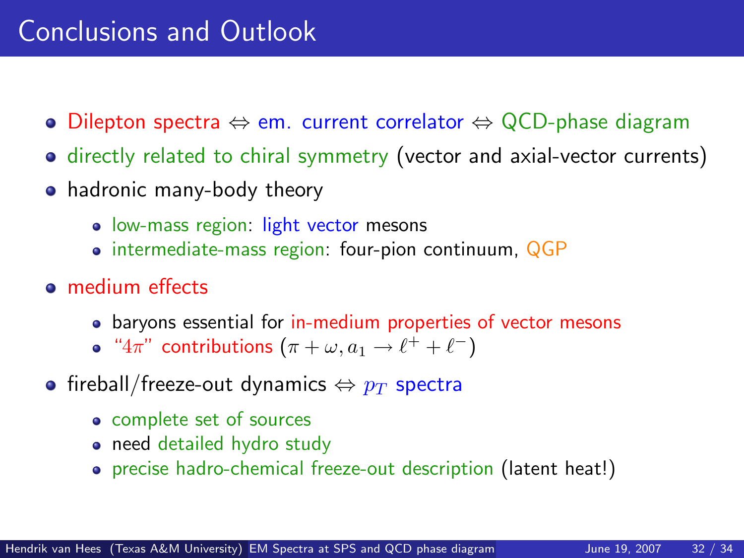# Conclusions and Outlook

- Dilepton spectra $\Leftrightarrow$ em. current correlator $\Leftrightarrow$ QCD-phase diagram
- directly related to chiral symmetry (vector and axial-vector currents)
- hadronic many-body theory
  - low-mass region: light vector mesons
  - intermediate-mass region: four-pion continuum, QGP
- medium effects
  - baryons essential for in-medium properties of vector mesons
  - "$4\pi$" contributions $(\pi + \omega, a_1 \rightarrow \ell^+ + \ell^-)$
- fireball/freeze-out dynamics $\Leftrightarrow$ $p_T$ spectra
  - complete set of sources
  - need detailed hydro study
  - precise hadro-chemical freeze-out description (latent heat!)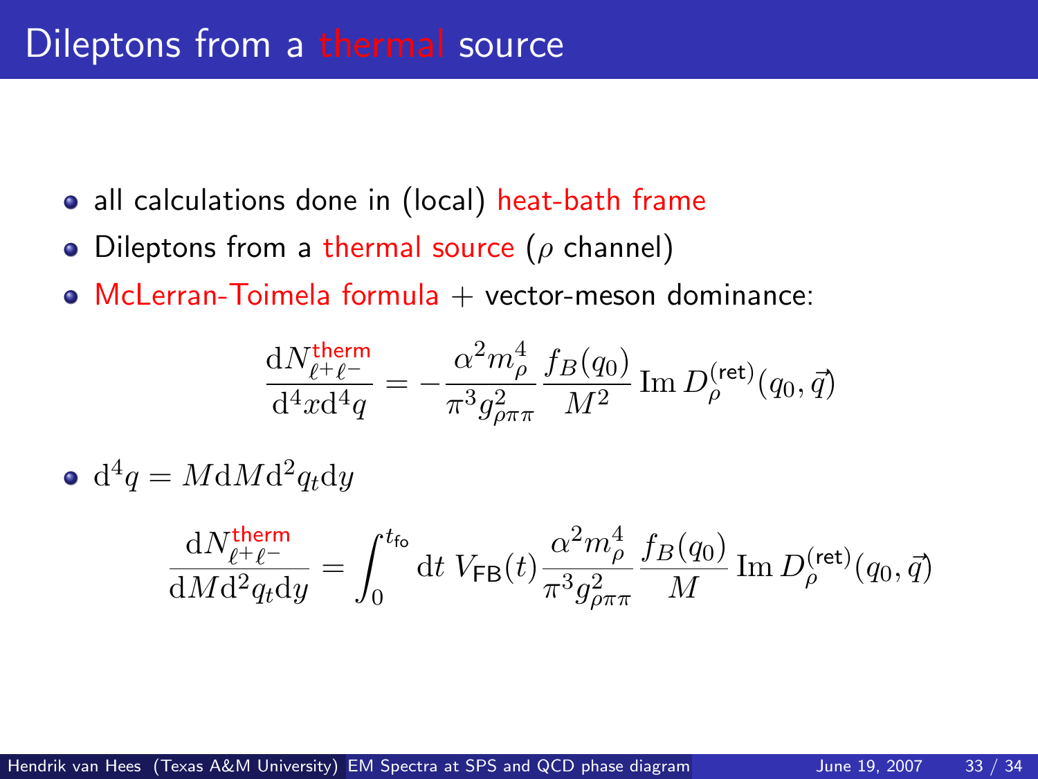# Dileptons from a thermal source

- all calculations done in (local) heat-bath frame
- Dileptons from a thermal source ($\rho$ channel)
- McLerran-Toimela formula + vector-meson dominance:

$$\frac{\mathrm{d}N_{\ell^+\ell^-}^{\text{therm}}}{\mathrm{d}^4x\mathrm{d}^4q} = -\frac{\alpha^2 m_\rho^4}{\pi^3 g_{\rho\pi\pi}^2} \frac{f_B(q_0)}{M^2} \operatorname{Im} D_\rho^{(\text{ret})}(q_0, \vec{q})$$

- $\mathrm{d}^4q = M\mathrm{d}M\mathrm{d}^2q_t\mathrm{d}y$

$$\frac{\mathrm{d}N_{\ell^+\ell^-}^{\text{therm}}}{\mathrm{d}M\mathrm{d}^2q_t\mathrm{d}y} = \int_0^{t_{\text{fo}}} \mathrm{d}t \; V_{\text{FB}}(t) \frac{\alpha^2 m_\rho^4}{\pi^3 g_{\rho\pi\pi}^2} \frac{f_B(q_0)}{M} \operatorname{Im} D_\rho^{(\text{ret})}(q_0, \vec{q})$$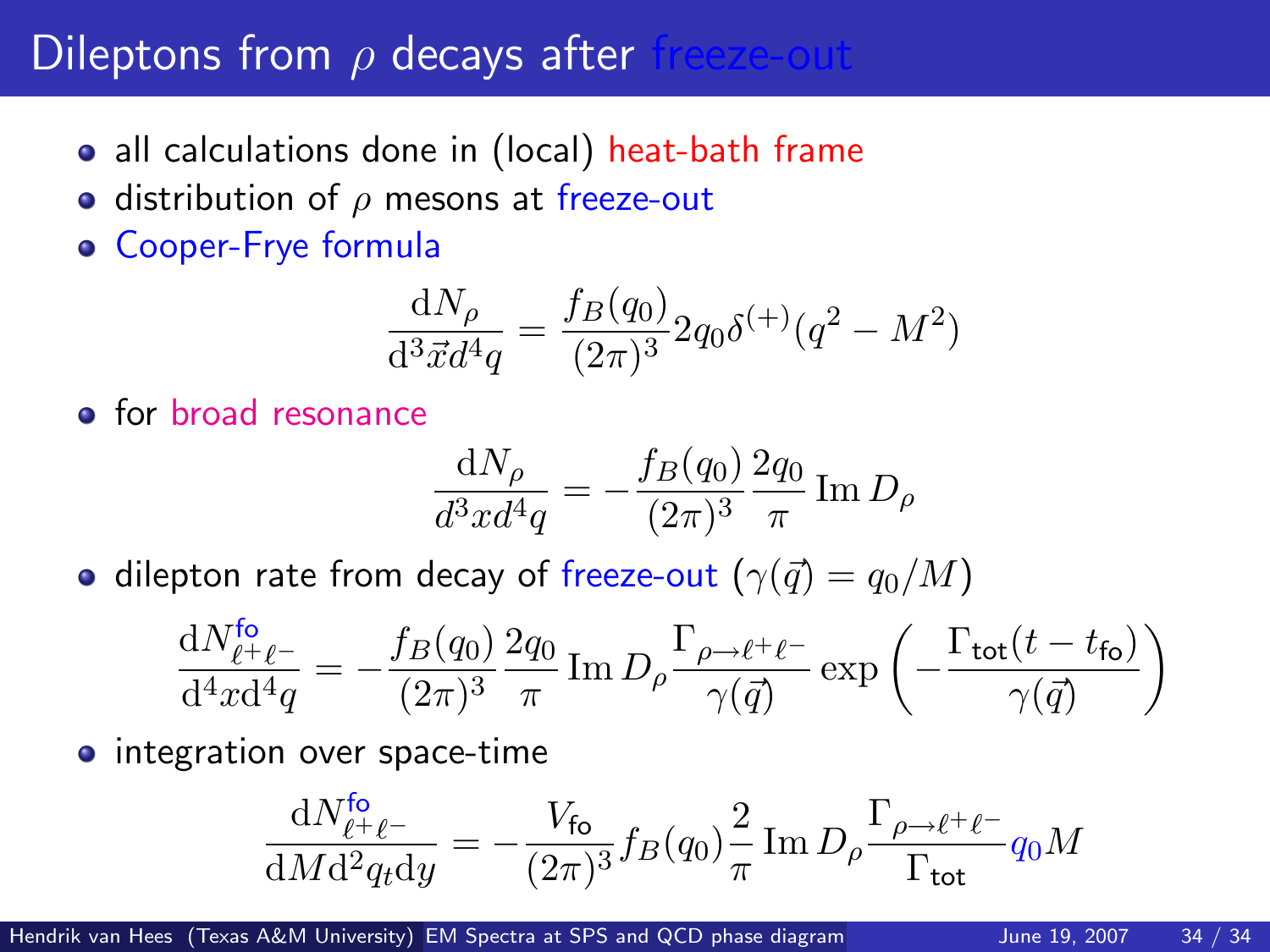# Dileptons from $\rho$ decays after freeze-out

- all calculations done in (local) heat-bath frame
- distribution of $\rho$ mesons at freeze-out
- Cooper-Frye formula

$$\frac{\mathrm{d}N_\rho}{\mathrm{d}^3\vec{x}d^4q} = \frac{f_B(q_0)}{(2\pi)^3} 2q_0 \delta^{(+)}(q^2 - M^2)$$

- for broad resonance

$$\frac{\mathrm{d}N_\rho}{d^3x d^4q} = -\frac{f_B(q_0)}{(2\pi)^3} \frac{2q_0}{\pi} \operatorname{Im} D_\rho$$

- dilepton rate from decay of freeze-out ($\gamma(\vec{q}) = q_0/M$)

$$\frac{\mathrm{d}N^{\mathsf{fo}}_{\ell^+\ell^-}}{\mathrm{d}^4x\mathrm{d}^4q} = -\frac{f_B(q_0)}{(2\pi)^3} \frac{2q_0}{\pi} \operatorname{Im} D_\rho \frac{\Gamma_{\rho\to\ell^+\ell^-}}{\gamma(\vec{q})} \exp\left(-\frac{\Gamma_{\mathsf{tot}}(t - t_{\mathsf{fo}})}{\gamma(\vec{q})}\right)$$

- integration over space-time

$$\frac{\mathrm{d}N^{\mathsf{fo}}_{\ell^+\ell^-}}{\mathrm{d}M\mathrm{d}^2q_t\mathrm{d}y} = -\frac{V_{\mathsf{fo}}}{(2\pi)^3} f_B(q_0) \frac{2}{\pi} \operatorname{Im} D_\rho \frac{\Gamma_{\rho\to\ell^+\ell^-}}{\Gamma_{\mathsf{tot}}} q_0 M$$